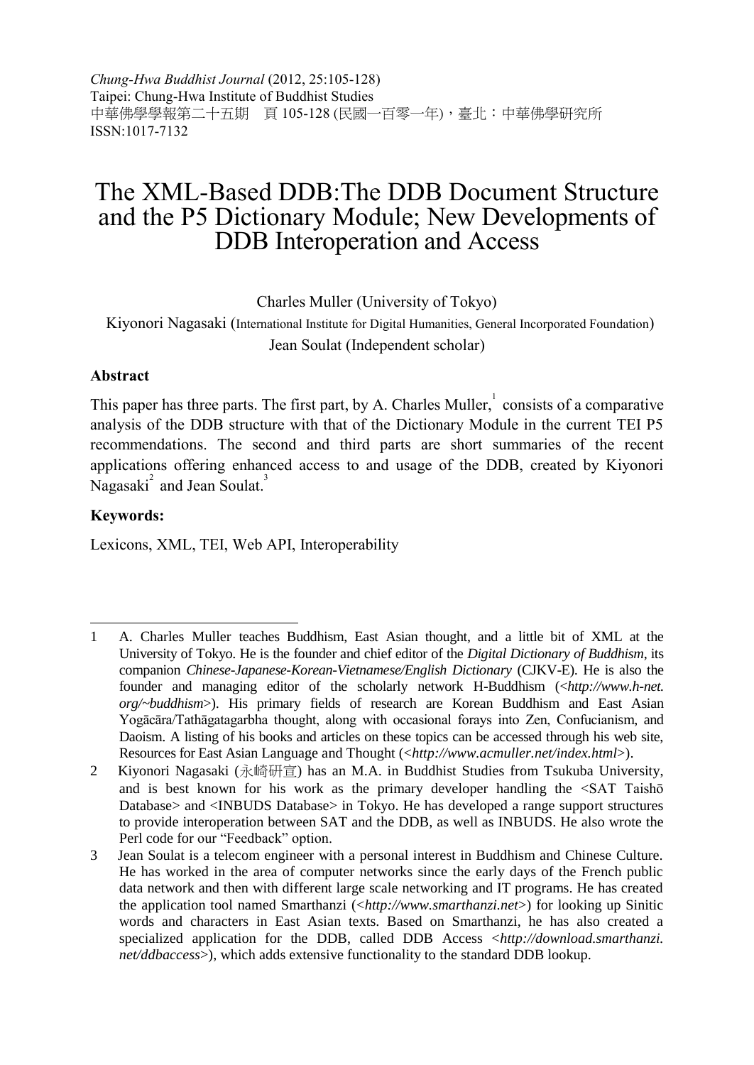*Chung-Hwa Buddhist Journal* (2012, 25:105-128)
Taipei: Chung-Hwa Institute of Buddhist Studies
中華佛學學報第二十五期　頁 105-128 (民國一百零一年)，臺北：中華佛學研究所
ISSN:1017-7132

# The XML-Based DDB:The DDB Document Structure and the P5 Dictionary Module; New Developments of DDB Interoperation and Access

Charles Muller (University of Tokyo)

Kiyonori Nagasaki (International Institute for Digital Humanities, General Incorporated Foundation)

Jean Soulat (Independent scholar)

**Abstract**

This paper has three parts. The first part, by A. Charles Muller,[1] consists of a comparative analysis of the DDB structure with that of the Dictionary Module in the current TEI P5 recommendations. The second and third parts are short summaries of the recent applications offering enhanced access to and usage of the DDB, created by Kiyonori Nagasaki[2] and Jean Soulat.[3]

**Keywords:**

Lexicons, XML, TEI, Web API, Interoperability

---

1 A. Charles Muller teaches Buddhism, East Asian thought, and a little bit of XML at the University of Tokyo. He is the founder and chief editor of the *Digital Dictionary of Buddhism*, its companion *Chinese-Japanese-Korean-Vietnamese/English Dictionary* (CJKV-E). He is also the founder and managing editor of the scholarly network H-Buddhism (<*http://www.h-net.org/~buddhism*>). His primary fields of research are Korean Buddhism and East Asian Yogācāra/Tathāgatagarbha thought, along with occasional forays into Zen, Confucianism, and Daoism. A listing of his books and articles on these topics can be accessed through his web site, Resources for East Asian Language and Thought (<*http://www.acmuller.net/index.html*>).

2 Kiyonori Nagasaki (永崎研宣) has an M.A. in Buddhist Studies from Tsukuba University, and is best known for his work as the primary developer handling the <SAT Taishō Database> and <INBUDS Database> in Tokyo. He has developed a range support structures to provide interoperation between SAT and the DDB, as well as INBUDS. He also wrote the Perl code for our "Feedback" option.

3 Jean Soulat is a telecom engineer with a personal interest in Buddhism and Chinese Culture. He has worked in the area of computer networks since the early days of the French public data network and then with different large scale networking and IT programs. He has created the application tool named Smarthanzi (<*http://www.smarthanzi.net*>) for looking up Sinitic words and characters in East Asian texts. Based on Smarthanzi, he has also created a specialized application for the DDB, called DDB Access <*http://download.smarthanzi.net/ddbaccess*>), which adds extensive functionality to the standard DDB lookup.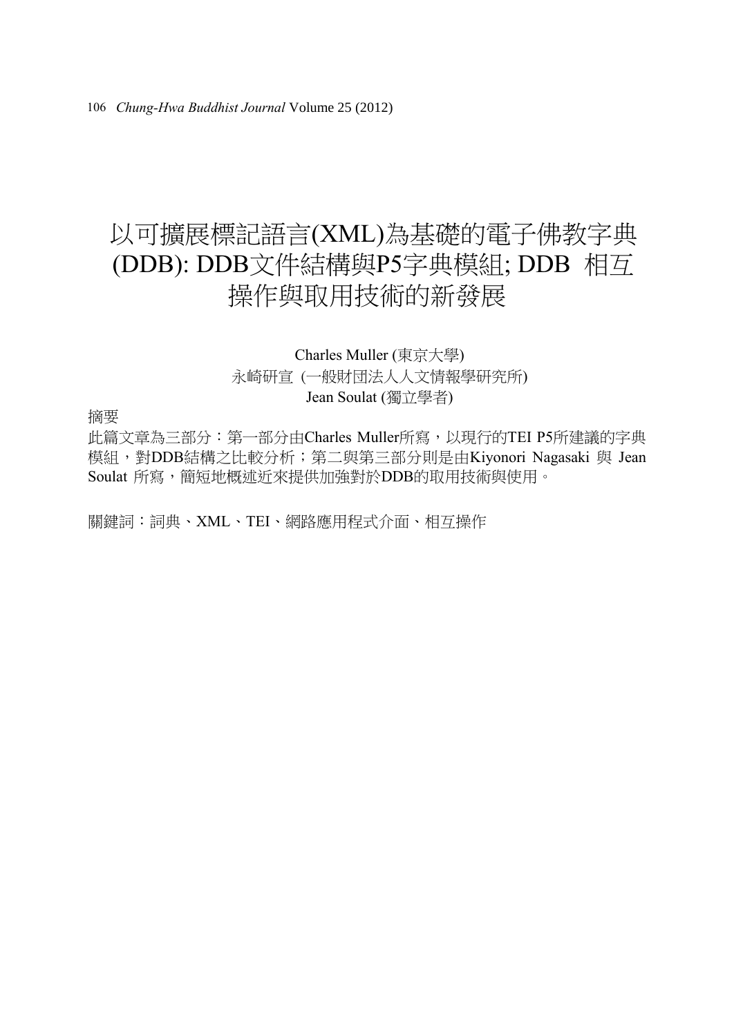# 以可擴展標記語言(XML)為基礎的電子佛教字典(DDB): DDB文件結構與P5字典模組; DDB 相互操作與取用技術的新發展

Charles Muller (東京大學)

永崎研宣 (一般財団法人人文情報學研究所)

Jean Soulat (獨立學者)

摘要

此篇文章為三部分：第一部分由Charles Muller所寫，以現行的TEI P5所建議的字典模組，對DDB結構之比較分析；第二與第三部分則是由Kiyonori Nagasaki 與 Jean Soulat 所寫，簡短地概述近來提供加強對於DDB的取用技術與使用。

關鍵詞：詞典、XML、TEI、網路應用程式介面、相互操作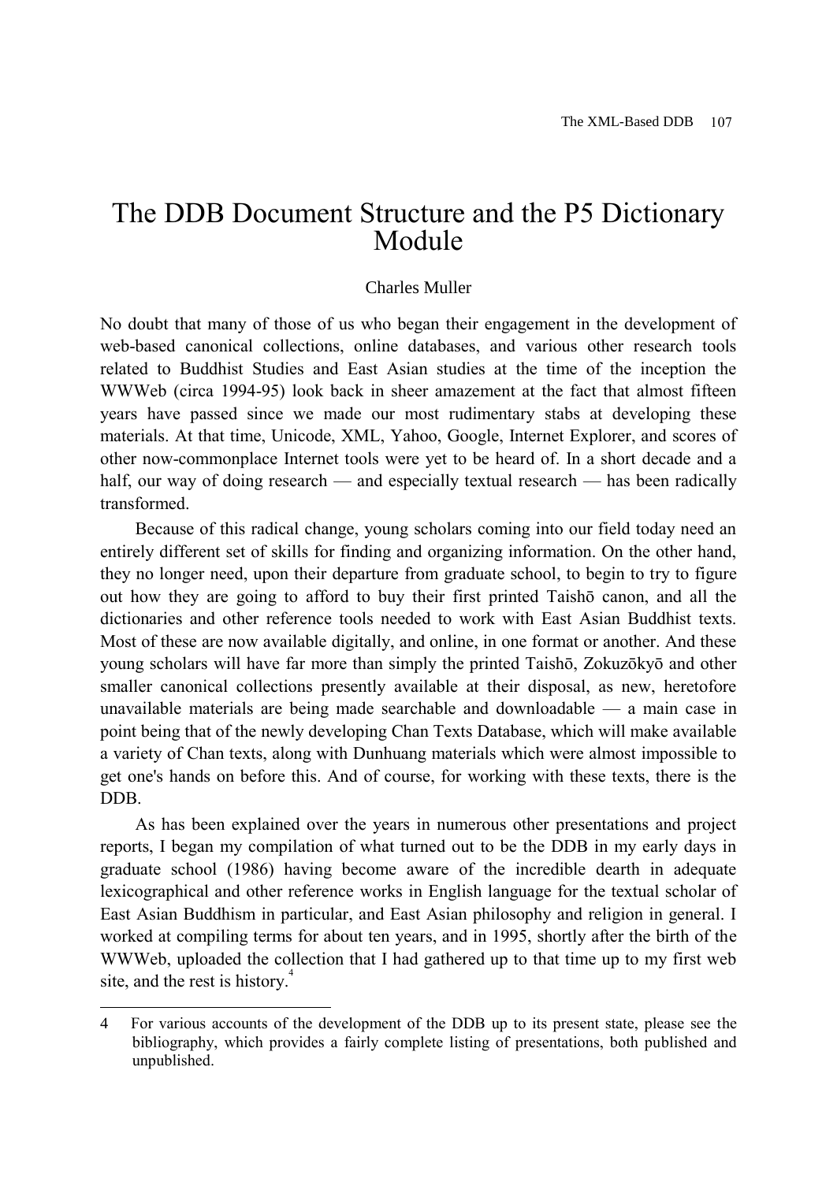# The DDB Document Structure and the P5 Dictionary Module

Charles Muller

No doubt that many of those of us who began their engagement in the development of web-based canonical collections, online databases, and various other research tools related to Buddhist Studies and East Asian studies at the time of the inception the WWWeb (circa 1994-95) look back in sheer amazement at the fact that almost fifteen years have passed since we made our most rudimentary stabs at developing these materials. At that time, Unicode, XML, Yahoo, Google, Internet Explorer, and scores of other now-commonplace Internet tools were yet to be heard of. In a short decade and a half, our way of doing research — and especially textual research — has been radically transformed.

Because of this radical change, young scholars coming into our field today need an entirely different set of skills for finding and organizing information. On the other hand, they no longer need, upon their departure from graduate school, to begin to try to figure out how they are going to afford to buy their first printed Taishō canon, and all the dictionaries and other reference tools needed to work with East Asian Buddhist texts. Most of these are now available digitally, and online, in one format or another. And these young scholars will have far more than simply the printed Taishō, Zokuzōkyō and other smaller canonical collections presently available at their disposal, as new, heretofore unavailable materials are being made searchable and downloadable — a main case in point being that of the newly developing Chan Texts Database, which will make available a variety of Chan texts, along with Dunhuang materials which were almost impossible to get one's hands on before this. And of course, for working with these texts, there is the DDB.

As has been explained over the years in numerous other presentations and project reports, I began my compilation of what turned out to be the DDB in my early days in graduate school (1986) having become aware of the incredible dearth in adequate lexicographical and other reference works in English language for the textual scholar of East Asian Buddhism in particular, and East Asian philosophy and religion in general. I worked at compiling terms for about ten years, and in 1995, shortly after the birth of the WWWeb, uploaded the collection that I had gathered up to that time up to my first web site, and the rest is history.[4]

---

4 For various accounts of the development of the DDB up to its present state, please see the bibliography, which provides a fairly complete listing of presentations, both published and unpublished.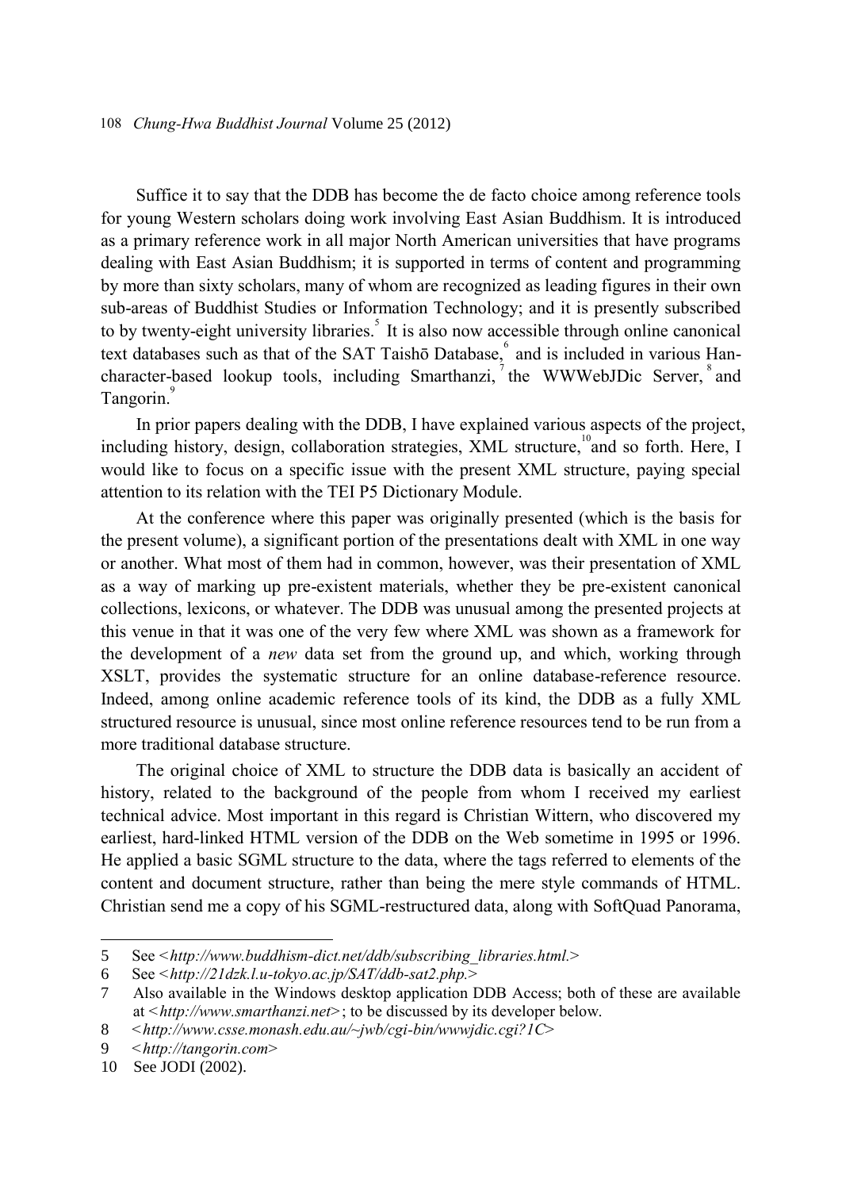Suffice it to say that the DDB has become the de facto choice among reference tools for young Western scholars doing work involving East Asian Buddhism. It is introduced as a primary reference work in all major North American universities that have programs dealing with East Asian Buddhism; it is supported in terms of content and programming by more than sixty scholars, many of whom are recognized as leading figures in their own sub-areas of Buddhist Studies or Information Technology; and it is presently subscribed to by twenty-eight university libraries.[5] It is also now accessible through online canonical text databases such as that of the SAT Taishō Database,[6] and is included in various Han-character-based lookup tools, including Smarthanzi,[7] the WWWebJDic Server,[8] and Tangorin.[9]

In prior papers dealing with the DDB, I have explained various aspects of the project, including history, design, collaboration strategies, XML structure,[10] and so forth. Here, I would like to focus on a specific issue with the present XML structure, paying special attention to its relation with the TEI P5 Dictionary Module.

At the conference where this paper was originally presented (which is the basis for the present volume), a significant portion of the presentations dealt with XML in one way or another. What most of them had in common, however, was their presentation of XML as a way of marking up pre-existent materials, whether they be pre-existent canonical collections, lexicons, or whatever. The DDB was unusual among the presented projects at this venue in that it was one of the very few where XML was shown as a framework for the development of a *new* data set from the ground up, and which, working through XSLT, provides the systematic structure for an online database-reference resource. Indeed, among online academic reference tools of its kind, the DDB as a fully XML structured resource is unusual, since most online reference resources tend to be run from a more traditional database structure.

The original choice of XML to structure the DDB data is basically an accident of history, related to the background of the people from whom I received my earliest technical advice. Most important in this regard is Christian Wittern, who discovered my earliest, hard-linked HTML version of the DDB on the Web sometime in 1995 or 1996. He applied a basic SGML structure to the data, where the tags referred to elements of the content and document structure, rather than being the mere style commands of HTML. Christian send me a copy of his SGML-restructured data, along with SoftQuad Panorama,

---

5 See <*http://www.buddhism-dict.net/ddb/subscribing_libraries.html.*>

6 See <*http://21dzk.l.u-tokyo.ac.jp/SAT/ddb-sat2.php.*>

7 Also available in the Windows desktop application DDB Access; both of these are available at <*http://www.smarthanzi.net*>; to be discussed by its developer below.

8 <*http://www.csse.monash.edu.au/~jwb/cgi-bin/wwwjdic.cgi?1C*>

9 <*http://tangorin.com*>

10 See JODI (2002).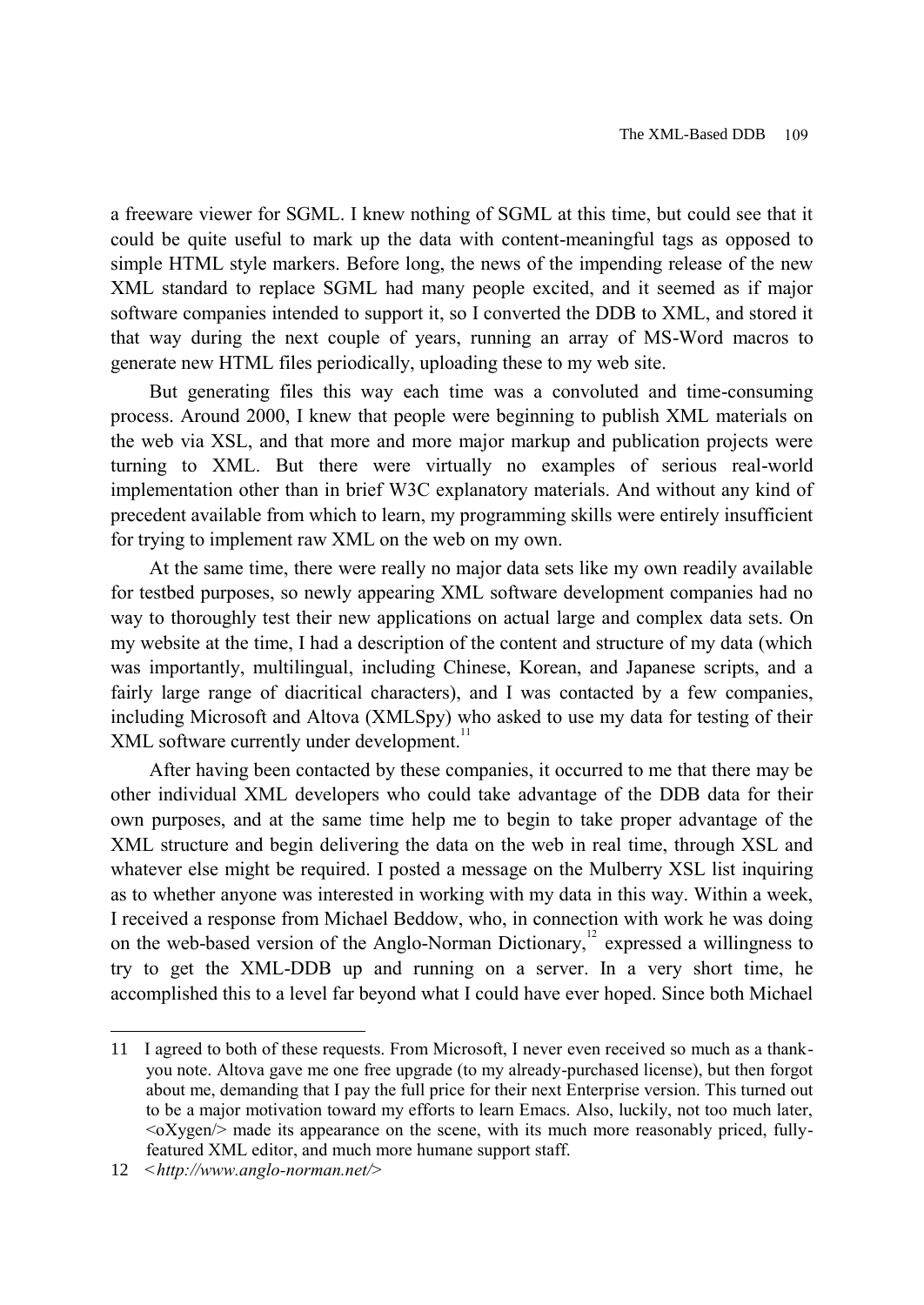a freeware viewer for SGML. I knew nothing of SGML at this time, but could see that it could be quite useful to mark up the data with content-meaningful tags as opposed to simple HTML style markers. Before long, the news of the impending release of the new XML standard to replace SGML had many people excited, and it seemed as if major software companies intended to support it, so I converted the DDB to XML, and stored it that way during the next couple of years, running an array of MS-Word macros to generate new HTML files periodically, uploading these to my web site.

But generating files this way each time was a convoluted and time-consuming process. Around 2000, I knew that people were beginning to publish XML materials on the web via XSL, and that more and more major markup and publication projects were turning to XML. But there were virtually no examples of serious real-world implementation other than in brief W3C explanatory materials. And without any kind of precedent available from which to learn, my programming skills were entirely insufficient for trying to implement raw XML on the web on my own.

At the same time, there were really no major data sets like my own readily available for testbed purposes, so newly appearing XML software development companies had no way to thoroughly test their new applications on actual large and complex data sets. On my website at the time, I had a description of the content and structure of my data (which was importantly, multilingual, including Chinese, Korean, and Japanese scripts, and a fairly large range of diacritical characters), and I was contacted by a few companies, including Microsoft and Altova (XMLSpy) who asked to use my data for testing of their XML software currently under development.[11]

After having been contacted by these companies, it occurred to me that there may be other individual XML developers who could take advantage of the DDB data for their own purposes, and at the same time help me to begin to take proper advantage of the XML structure and begin delivering the data on the web in real time, through XSL and whatever else might be required. I posted a message on the Mulberry XSL list inquiring as to whether anyone was interested in working with my data in this way. Within a week, I received a response from Michael Beddow, who, in connection with work he was doing on the web-based version of the Anglo-Norman Dictionary,[12] expressed a willingness to try to get the XML-DDB up and running on a server. In a very short time, he accomplished this to a level far beyond what I could have ever hoped. Since both Michael

---

11 I agreed to both of these requests. From Microsoft, I never even received so much as a thank-you note. Altova gave me one free upgrade (to my already-purchased license), but then forgot about me, demanding that I pay the full price for their next Enterprise version. This turned out to be a major motivation toward my efforts to learn Emacs. Also, luckily, not too much later, <oXygen/> made its appearance on the scene, with its much more reasonably priced, fully-featured XML editor, and much more humane support staff.

12 <*http://www.anglo-norman.net/*>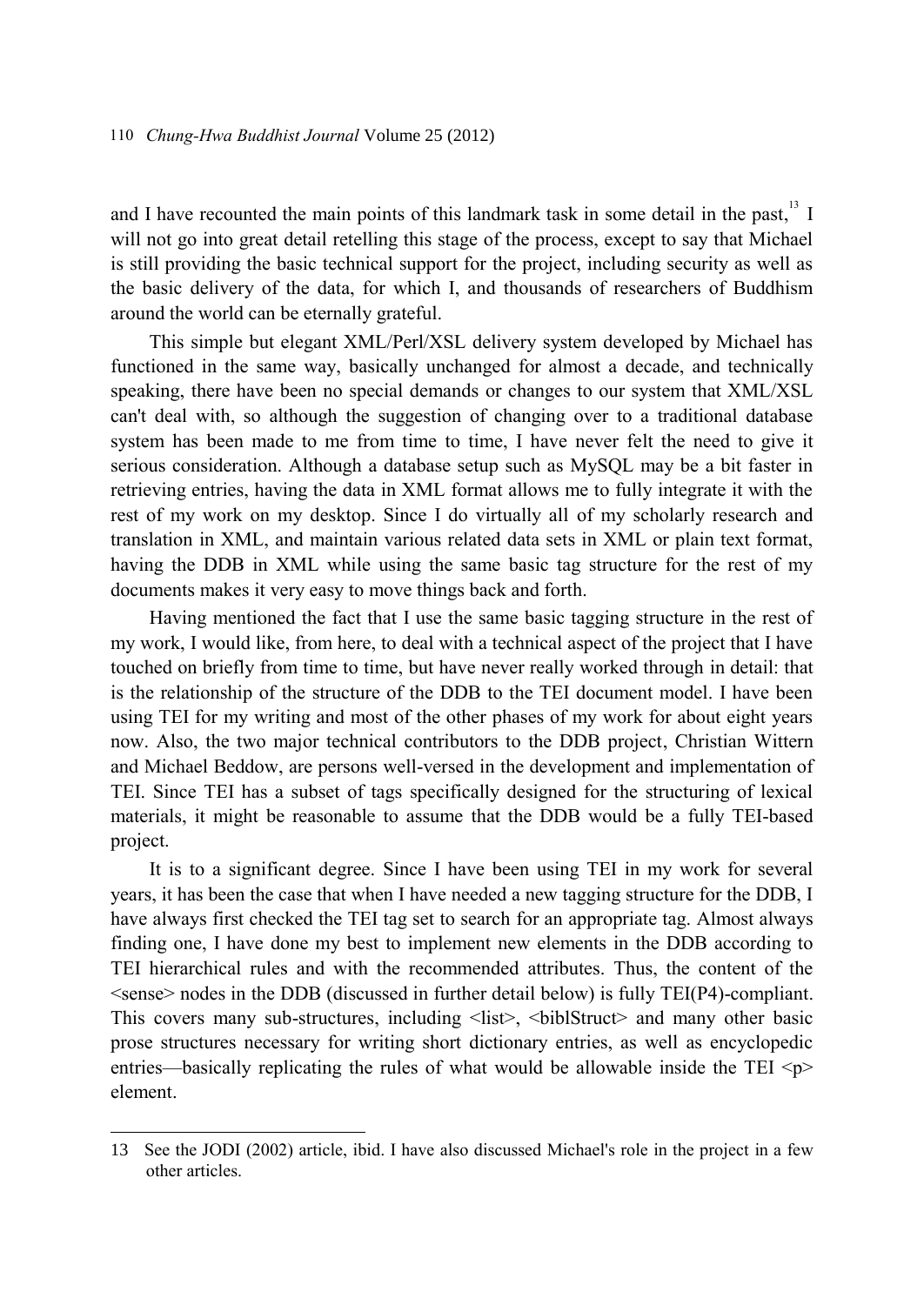and I have recounted the main points of this landmark task in some detail in the past,[13] I will not go into great detail retelling this stage of the process, except to say that Michael is still providing the basic technical support for the project, including security as well as the basic delivery of the data, for which I, and thousands of researchers of Buddhism around the world can be eternally grateful.

This simple but elegant XML/Perl/XSL delivery system developed by Michael has functioned in the same way, basically unchanged for almost a decade, and technically speaking, there have been no special demands or changes to our system that XML/XSL can't deal with, so although the suggestion of changing over to a traditional database system has been made to me from time to time, I have never felt the need to give it serious consideration. Although a database setup such as MySQL may be a bit faster in retrieving entries, having the data in XML format allows me to fully integrate it with the rest of my work on my desktop. Since I do virtually all of my scholarly research and translation in XML, and maintain various related data sets in XML or plain text format, having the DDB in XML while using the same basic tag structure for the rest of my documents makes it very easy to move things back and forth.

Having mentioned the fact that I use the same basic tagging structure in the rest of my work, I would like, from here, to deal with a technical aspect of the project that I have touched on briefly from time to time, but have never really worked through in detail: that is the relationship of the structure of the DDB to the TEI document model. I have been using TEI for my writing and most of the other phases of my work for about eight years now. Also, the two major technical contributors to the DDB project, Christian Wittern and Michael Beddow, are persons well-versed in the development and implementation of TEI. Since TEI has a subset of tags specifically designed for the structuring of lexical materials, it might be reasonable to assume that the DDB would be a fully TEI-based project.

It is to a significant degree. Since I have been using TEI in my work for several years, it has been the case that when I have needed a new tagging structure for the DDB, I have always first checked the TEI tag set to search for an appropriate tag. Almost always finding one, I have done my best to implement new elements in the DDB according to TEI hierarchical rules and with the recommended attributes. Thus, the content of the <sense> nodes in the DDB (discussed in further detail below) is fully TEI(P4)-compliant. This covers many sub-structures, including <list>, <biblStruct> and many other basic prose structures necessary for writing short dictionary entries, as well as encyclopedic entries—basically replicating the rules of what would be allowable inside the TEI <p> element.

---

13 See the JODI (2002) article, ibid. I have also discussed Michael's role in the project in a few other articles.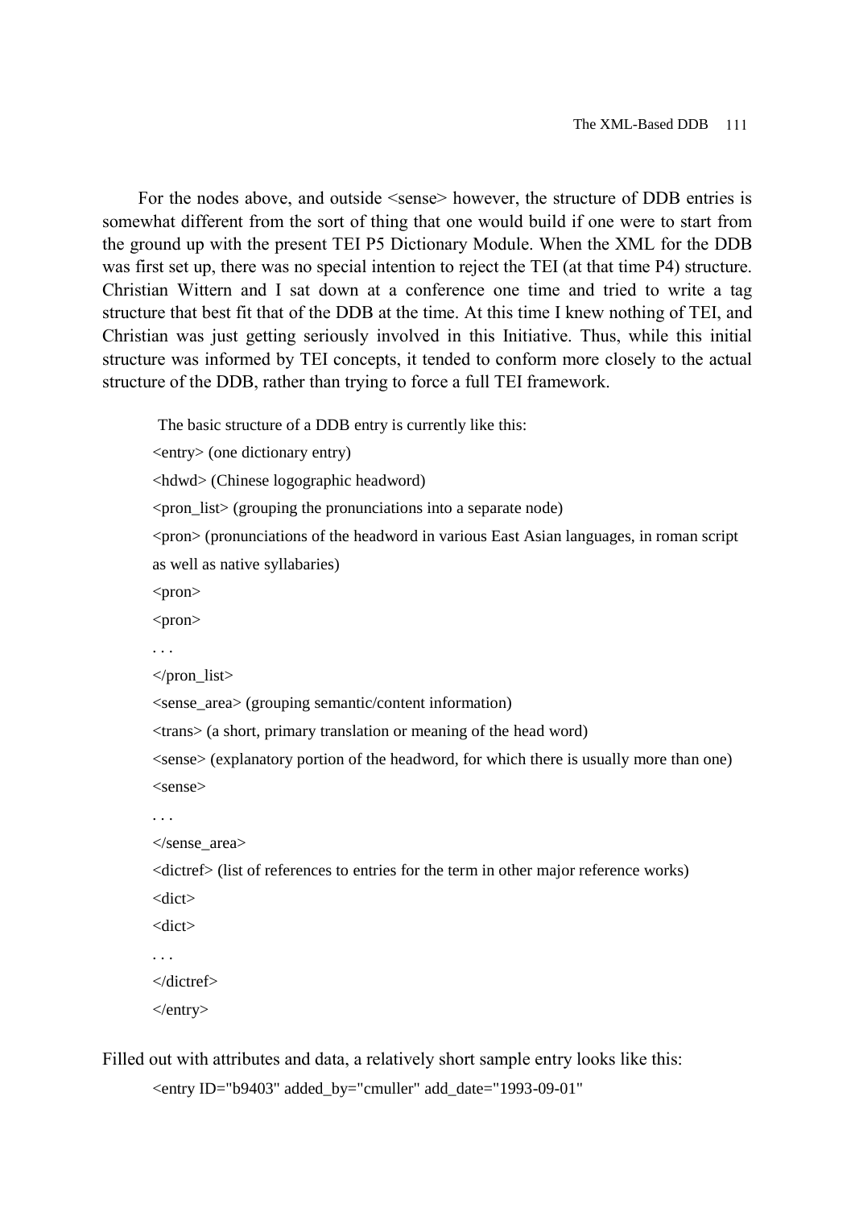For the nodes above, and outside <sense> however, the structure of DDB entries is somewhat different from the sort of thing that one would build if one were to start from the ground up with the present TEI P5 Dictionary Module. When the XML for the DDB was first set up, there was no special intention to reject the TEI (at that time P4) structure. Christian Wittern and I sat down at a conference one time and tried to write a tag structure that best fit that of the DDB at the time. At this time I knew nothing of TEI, and Christian was just getting seriously involved in this Initiative. Thus, while this initial structure was informed by TEI concepts, it tended to conform more closely to the actual structure of the DDB, rather than trying to force a full TEI framework.

The basic structure of a DDB entry is currently like this:

```
<entry> (one dictionary entry)
<hdwd> (Chinese logographic headword)
<pron_list> (grouping the pronunciations into a separate node)
<pron> (pronunciations of the headword in various East Asian languages, in roman script
as well as native syllabaries)
<pron>
<pron>
. . .
</pron_list>
<sense_area> (grouping semantic/content information)
<trans> (a short, primary translation or meaning of the head word)
<sense> (explanatory portion of the headword, for which there is usually more than one)
<sense>
. . .
</sense_area>
<dictref> (list of references to entries for the term in other major reference works)
<dict>
<dict>
. . .
</dictref>
</entry>
```

Filled out with attributes and data, a relatively short sample entry looks like this:

```
<entry ID="b9403" added_by="cmuller" add_date="1993-09-01"
```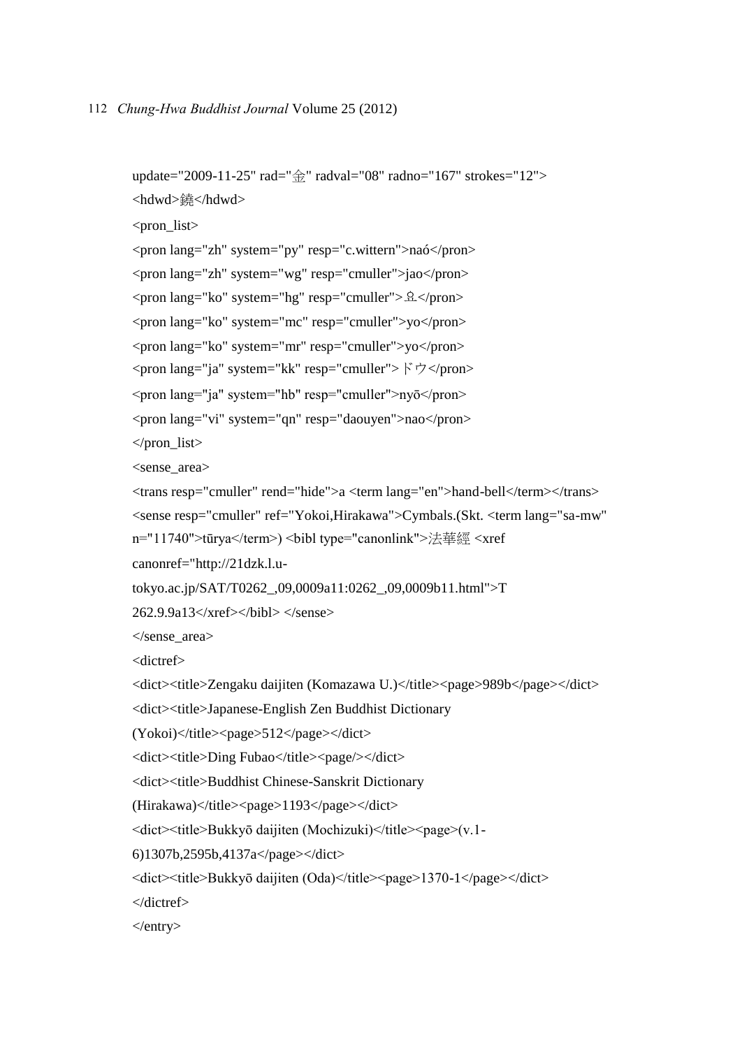```
update="2009-11-25" rad="金" radval="08" radno="167" strokes="12">
<hdwd>鐃</hdwd>
<pron_list>
<pron lang="zh" system="py" resp="c.wittern">naó</pron>
<pron lang="zh" system="wg" resp="cmuller">jao</pron>
<pron lang="ko" system="hg" resp="cmuller">요</pron>
<pron lang="ko" system="mc" resp="cmuller">yo</pron>
<pron lang="ko" system="mr" resp="cmuller">yo</pron>
<pron lang="ja" system="kk" resp="cmuller">ドウ</pron>
<pron lang="ja" system="hb" resp="cmuller">nyō</pron>
<pron lang="vi" system="qn" resp="daouyen">nao</pron>
</pron_list>
<sense_area>
<trans resp="cmuller" rend="hide">a <term lang="en">hand-bell</term></trans>
<sense resp="cmuller" ref="Yokoi,Hirakawa">Cymbals.(Skt. <term lang="sa-mw"
n="11740">tūrya</term>) <bibl type="canonlink">法華經 <xref
canonref="http://21dzk.l.u-
tokyo.ac.jp/SAT/T0262_,09,0009a11:0262_,09,0009b11.html">T
262.9.9a13</xref></bibl> </sense>
</sense_area>
<dictref>
<dict><title>Zengaku daijiten (Komazawa U.)</title><page>989b</page></dict>
<dict><title>Japanese-English Zen Buddhist Dictionary
(Yokoi)</title><page>512</page></dict>
<dict><title>Ding Fubao</title><page/></dict>
<dict><title>Buddhist Chinese-Sanskrit Dictionary
(Hirakawa)</title><page>1193</page></dict>
<dict><title>Bukkyō daijiten (Mochizuki)</title><page>(v.1-
6)1307b,2595b,4137a</page></dict>
<dict><title>Bukkyō daijiten (Oda)</title><page>1370-1</page></dict>
</dictref>
</entry>
```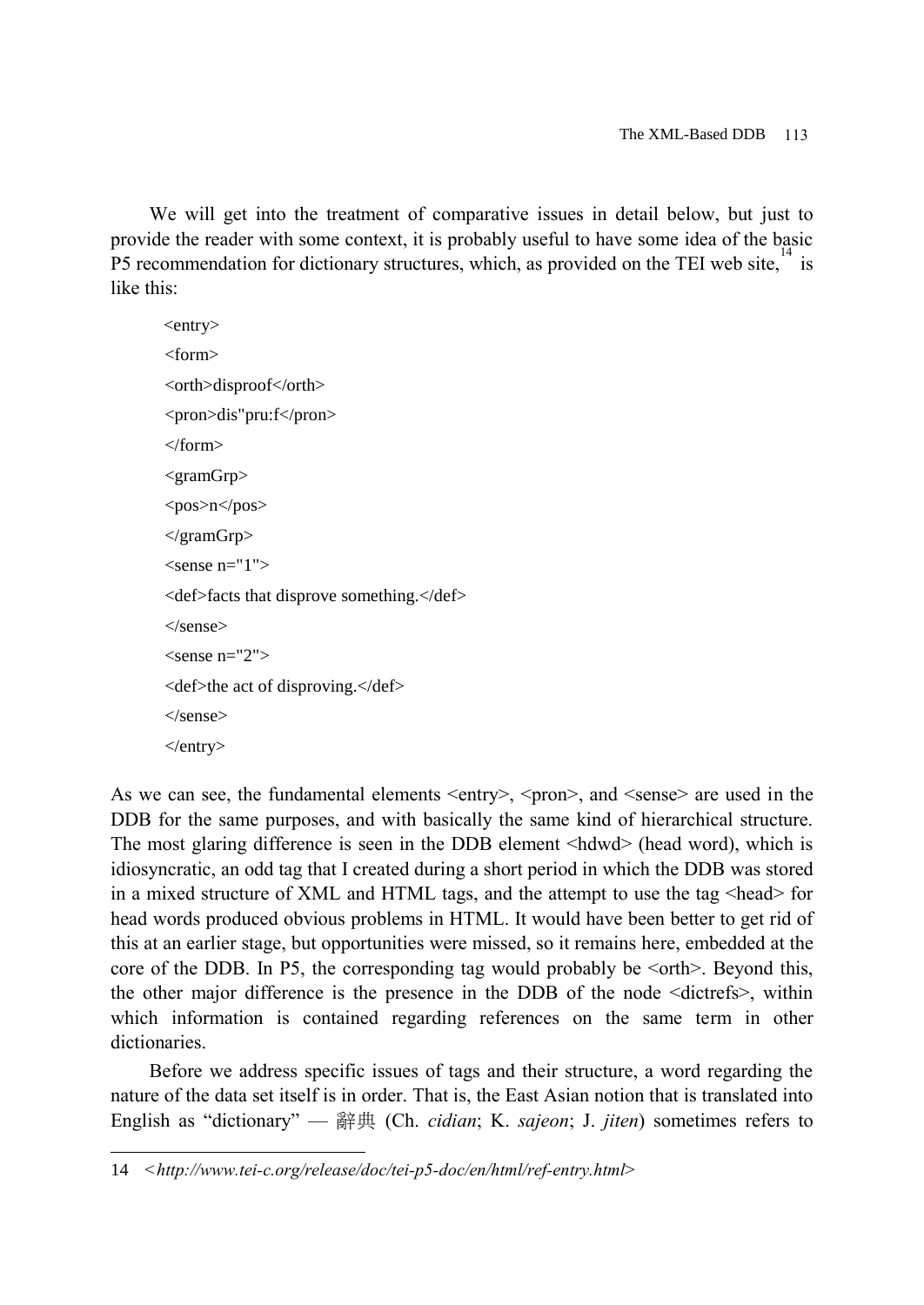We will get into the treatment of comparative issues in detail below, but just to provide the reader with some context, it is probably useful to have some idea of the basic P5 recommendation for dictionary structures, which, as provided on the TEI web site,[14] is like this:

```
<entry>
<form>
<orth>disproof</orth>
<pron>dis"pru:f</pron>
</form>
<gramGrp>
<pos>n</pos>
</gramGrp>
<sense n="1">
<def>facts that disprove something.</def>
</sense>
<sense n="2">
<def>the act of disproving.</def>
</sense>
</entry>
```

As we can see, the fundamental elements <entry>, <pron>, and <sense> are used in the DDB for the same purposes, and with basically the same kind of hierarchical structure. The most glaring difference is seen in the DDB element <hdwd> (head word), which is idiosyncratic, an odd tag that I created during a short period in which the DDB was stored in a mixed structure of XML and HTML tags, and the attempt to use the tag <head> for head words produced obvious problems in HTML. It would have been better to get rid of this at an earlier stage, but opportunities were missed, so it remains here, embedded at the core of the DDB. In P5, the corresponding tag would probably be <orth>. Beyond this, the other major difference is the presence in the DDB of the node <dictrefs>, within which information is contained regarding references on the same term in other dictionaries.

Before we address specific issues of tags and their structure, a word regarding the nature of the data set itself is in order. That is, the East Asian notion that is translated into English as "dictionary" — 辭典 (Ch. *cidian*; K. *sajeon*; J. *jiten*) sometimes refers to

---

14 <*http://www.tei-c.org/release/doc/tei-p5-doc/en/html/ref-entry.html*>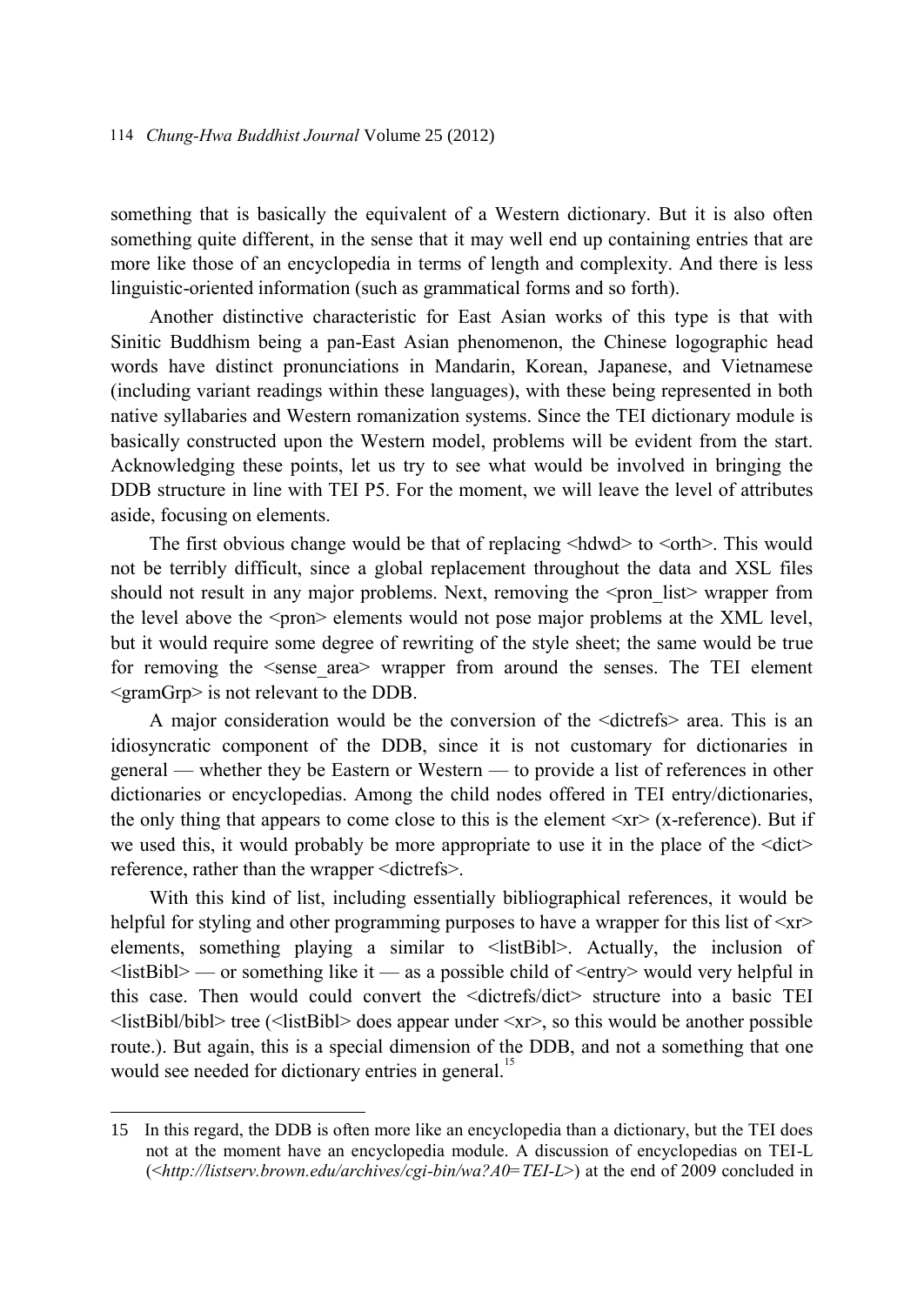something that is basically the equivalent of a Western dictionary. But it is also often something quite different, in the sense that it may well end up containing entries that are more like those of an encyclopedia in terms of length and complexity. And there is less linguistic-oriented information (such as grammatical forms and so forth).

Another distinctive characteristic for East Asian works of this type is that with Sinitic Buddhism being a pan-East Asian phenomenon, the Chinese logographic head words have distinct pronunciations in Mandarin, Korean, Japanese, and Vietnamese (including variant readings within these languages), with these being represented in both native syllabaries and Western romanization systems. Since the TEI dictionary module is basically constructed upon the Western model, problems will be evident from the start. Acknowledging these points, let us try to see what would be involved in bringing the DDB structure in line with TEI P5. For the moment, we will leave the level of attributes aside, focusing on elements.

The first obvious change would be that of replacing <hdwd> to <orth>. This would not be terribly difficult, since a global replacement throughout the data and XSL files should not result in any major problems. Next, removing the <pron_list> wrapper from the level above the <pron> elements would not pose major problems at the XML level, but it would require some degree of rewriting of the style sheet; the same would be true for removing the <sense_area> wrapper from around the senses. The TEI element <gramGrp> is not relevant to the DDB.

A major consideration would be the conversion of the <dictrefs> area. This is an idiosyncratic component of the DDB, since it is not customary for dictionaries in general — whether they be Eastern or Western — to provide a list of references in other dictionaries or encyclopedias. Among the child nodes offered in TEI entry/dictionaries, the only thing that appears to come close to this is the element <xr> (x-reference). But if we used this, it would probably be more appropriate to use it in the place of the <dict> reference, rather than the wrapper <dictrefs>.

With this kind of list, including essentially bibliographical references, it would be helpful for styling and other programming purposes to have a wrapper for this list of <xr> elements, something playing a similar to <listBibl>. Actually, the inclusion of <listBibl> — or something like it — as a possible child of <entry> would very helpful in this case. Then would could convert the <dictrefs/dict> structure into a basic TEI <listBibl/bibl> tree (<listBibl> does appear under <xr>, so this would be another possible route.). But again, this is a special dimension of the DDB, and not a something that one would see needed for dictionary entries in general.[15]

---

15 In this regard, the DDB is often more like an encyclopedia than a dictionary, but the TEI does not at the moment have an encyclopedia module. A discussion of encyclopedias on TEI-L (<*http://listserv.brown.edu/archives/cgi-bin/wa?A0=TEI-L*>) at the end of 2009 concluded in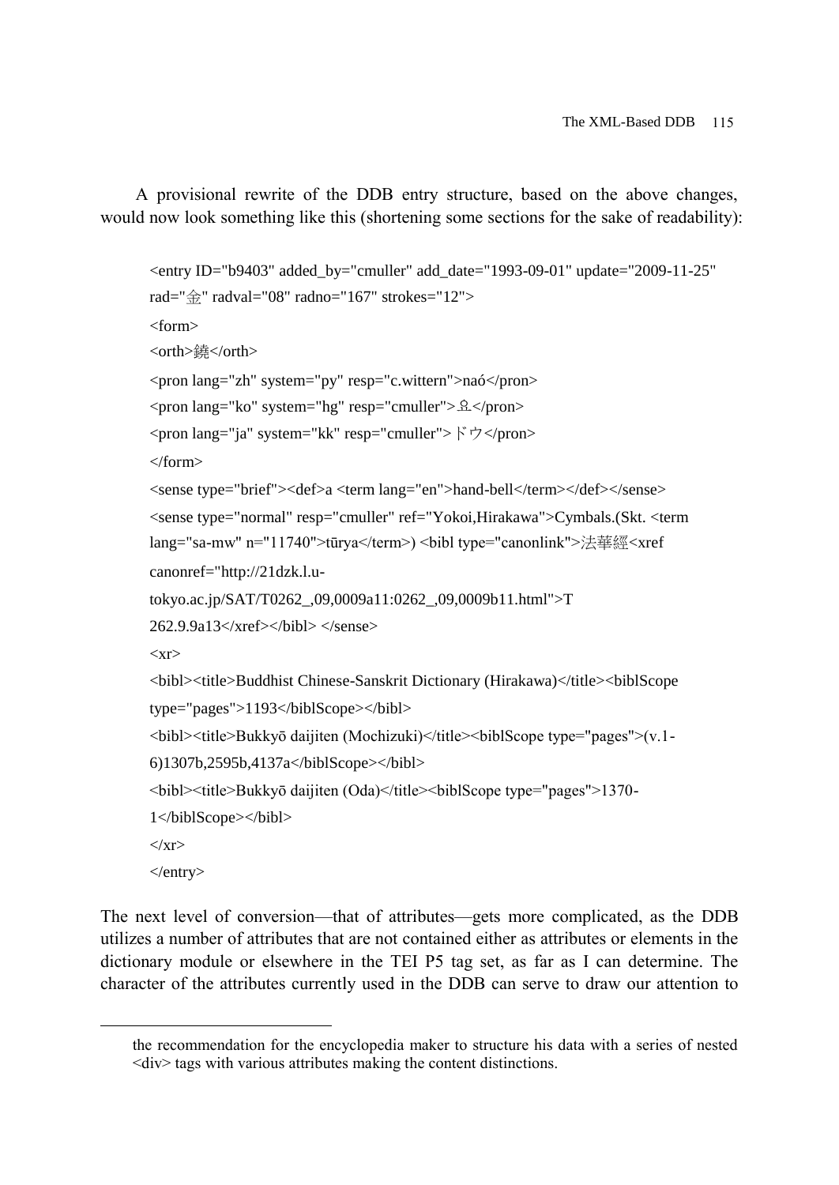A provisional rewrite of the DDB entry structure, based on the above changes, would now look something like this (shortening some sections for the sake of readability):

```
<entry ID="b9403" added_by="cmuller" add_date="1993-09-01" update="2009-11-25"
rad="金" radval="08" radno="167" strokes="12">
<form>
<orth>鐃</orth>
<pron lang="zh" system="py" resp="c.wittern">naó</pron>
<pron lang="ko" system="hg" resp="cmuller">요</pron>
<pron lang="ja" system="kk" resp="cmuller">ドウ</pron>
</form>
<sense type="brief"><def>a <term lang="en">hand-bell</term></def></sense>
<sense type="normal" resp="cmuller" ref="Yokoi,Hirakawa">Cymbals.(Skt. <term
lang="sa-mw" n="11740">tūrya</term>) <bibl type="canonlink">法華經<xref
canonref="http://21dzk.l.u-
tokyo.ac.jp/SAT/T0262_,09,0009a11:0262_,09,0009b11.html">T
262.9.9a13</xref></bibl> </sense>
<xr>
<bibl><title>Buddhist Chinese-Sanskrit Dictionary (Hirakawa)</title><biblScope
type="pages">1193</biblScope></bibl>
<bibl><title>Bukkyō daijiten (Mochizuki)</title><biblScope type="pages">(v.1-
6)1307b,2595b,4137a</biblScope></bibl>
<bibl><title>Bukkyō daijiten (Oda)</title><biblScope type="pages">1370-
1</biblScope></bibl>
</xr>
</entry>
```

The next level of conversion—that of attributes—gets more complicated, as the DDB utilizes a number of attributes that are not contained either as attributes or elements in the dictionary module or elsewhere in the TEI P5 tag set, as far as I can determine. The character of the attributes currently used in the DDB can serve to draw our attention to

---

the recommendation for the encyclopedia maker to structure his data with a series of nested <div> tags with various attributes making the content distinctions.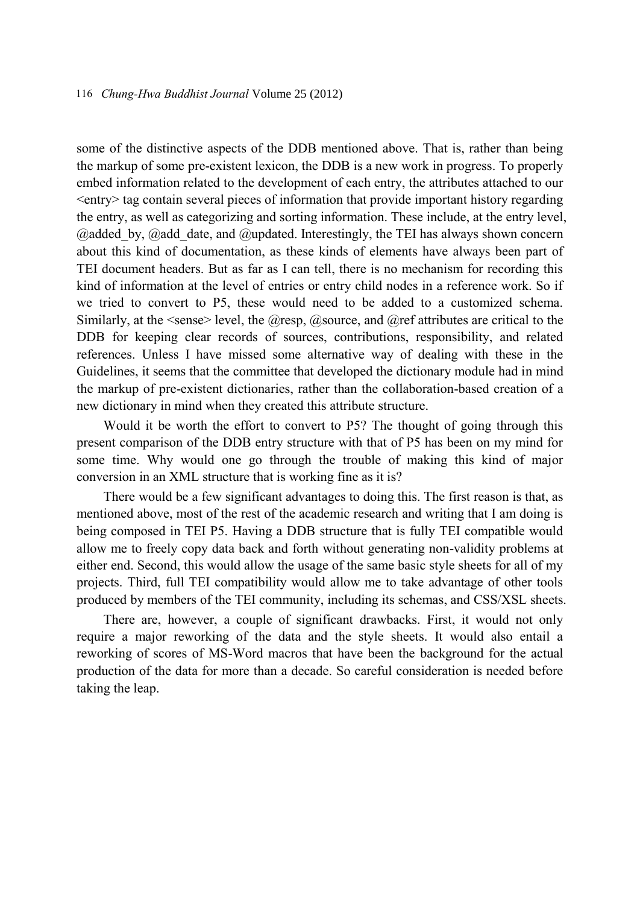some of the distinctive aspects of the DDB mentioned above. That is, rather than being the markup of some pre-existent lexicon, the DDB is a new work in progress. To properly embed information related to the development of each entry, the attributes attached to our <entry> tag contain several pieces of information that provide important history regarding the entry, as well as categorizing and sorting information. These include, at the entry level, @added_by, @add_date, and @updated. Interestingly, the TEI has always shown concern about this kind of documentation, as these kinds of elements have always been part of TEI document headers. But as far as I can tell, there is no mechanism for recording this kind of information at the level of entries or entry child nodes in a reference work. So if we tried to convert to P5, these would need to be added to a customized schema. Similarly, at the <sense> level, the @resp, @source, and @ref attributes are critical to the DDB for keeping clear records of sources, contributions, responsibility, and related references. Unless I have missed some alternative way of dealing with these in the Guidelines, it seems that the committee that developed the dictionary module had in mind the markup of pre-existent dictionaries, rather than the collaboration-based creation of a new dictionary in mind when they created this attribute structure.

Would it be worth the effort to convert to P5? The thought of going through this present comparison of the DDB entry structure with that of P5 has been on my mind for some time. Why would one go through the trouble of making this kind of major conversion in an XML structure that is working fine as it is?

There would be a few significant advantages to doing this. The first reason is that, as mentioned above, most of the rest of the academic research and writing that I am doing is being composed in TEI P5. Having a DDB structure that is fully TEI compatible would allow me to freely copy data back and forth without generating non-validity problems at either end. Second, this would allow the usage of the same basic style sheets for all of my projects. Third, full TEI compatibility would allow me to take advantage of other tools produced by members of the TEI community, including its schemas, and CSS/XSL sheets.

There are, however, a couple of significant drawbacks. First, it would not only require a major reworking of the data and the style sheets. It would also entail a reworking of scores of MS-Word macros that have been the background for the actual production of the data for more than a decade. So careful consideration is needed before taking the leap.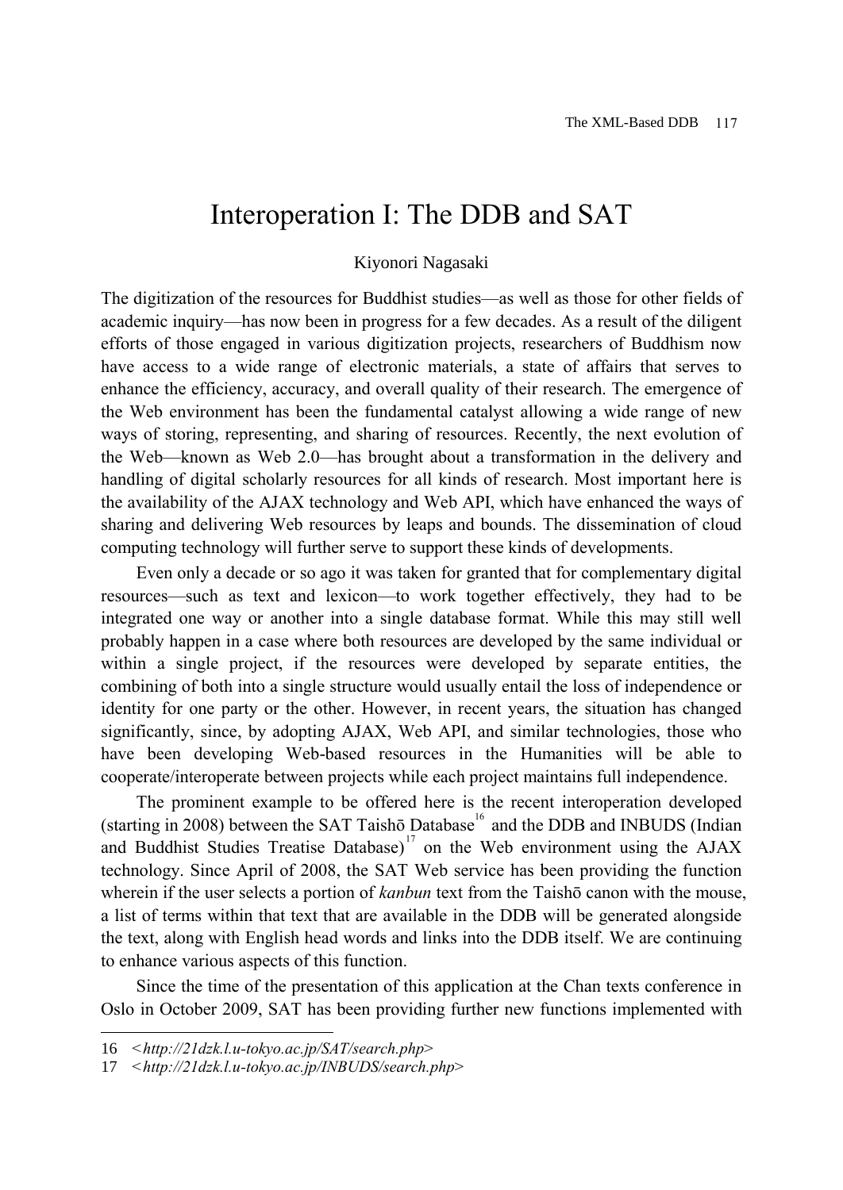# Interoperation I: The DDB and SAT

Kiyonori Nagasaki

The digitization of the resources for Buddhist studies—as well as those for other fields of academic inquiry—has now been in progress for a few decades. As a result of the diligent efforts of those engaged in various digitization projects, researchers of Buddhism now have access to a wide range of electronic materials, a state of affairs that serves to enhance the efficiency, accuracy, and overall quality of their research. The emergence of the Web environment has been the fundamental catalyst allowing a wide range of new ways of storing, representing, and sharing of resources. Recently, the next evolution of the Web—known as Web 2.0—has brought about a transformation in the delivery and handling of digital scholarly resources for all kinds of research. Most important here is the availability of the AJAX technology and Web API, which have enhanced the ways of sharing and delivering Web resources by leaps and bounds. The dissemination of cloud computing technology will further serve to support these kinds of developments.

Even only a decade or so ago it was taken for granted that for complementary digital resources—such as text and lexicon—to work together effectively, they had to be integrated one way or another into a single database format. While this may still well probably happen in a case where both resources are developed by the same individual or within a single project, if the resources were developed by separate entities, the combining of both into a single structure would usually entail the loss of independence or identity for one party or the other. However, in recent years, the situation has changed significantly, since, by adopting AJAX, Web API, and similar technologies, those who have been developing Web-based resources in the Humanities will be able to cooperate/interoperate between projects while each project maintains full independence.

The prominent example to be offered here is the recent interoperation developed (starting in 2008) between the SAT Taishō Database[16] and the DDB and INBUDS (Indian and Buddhist Studies Treatise Database)[17] on the Web environment using the AJAX technology. Since April of 2008, the SAT Web service has been providing the function wherein if the user selects a portion of *kanbun* text from the Taishō canon with the mouse, a list of terms within that text that are available in the DDB will be generated alongside the text, along with English head words and links into the DDB itself. We are continuing to enhance various aspects of this function.

Since the time of the presentation of this application at the Chan texts conference in Oslo in October 2009, SAT has been providing further new functions implemented with

---

16 <*http://21dzk.l.u-tokyo.ac.jp/SAT/search.php*>

17 <*http://21dzk.l.u-tokyo.ac.jp/INBUDS/search.php*>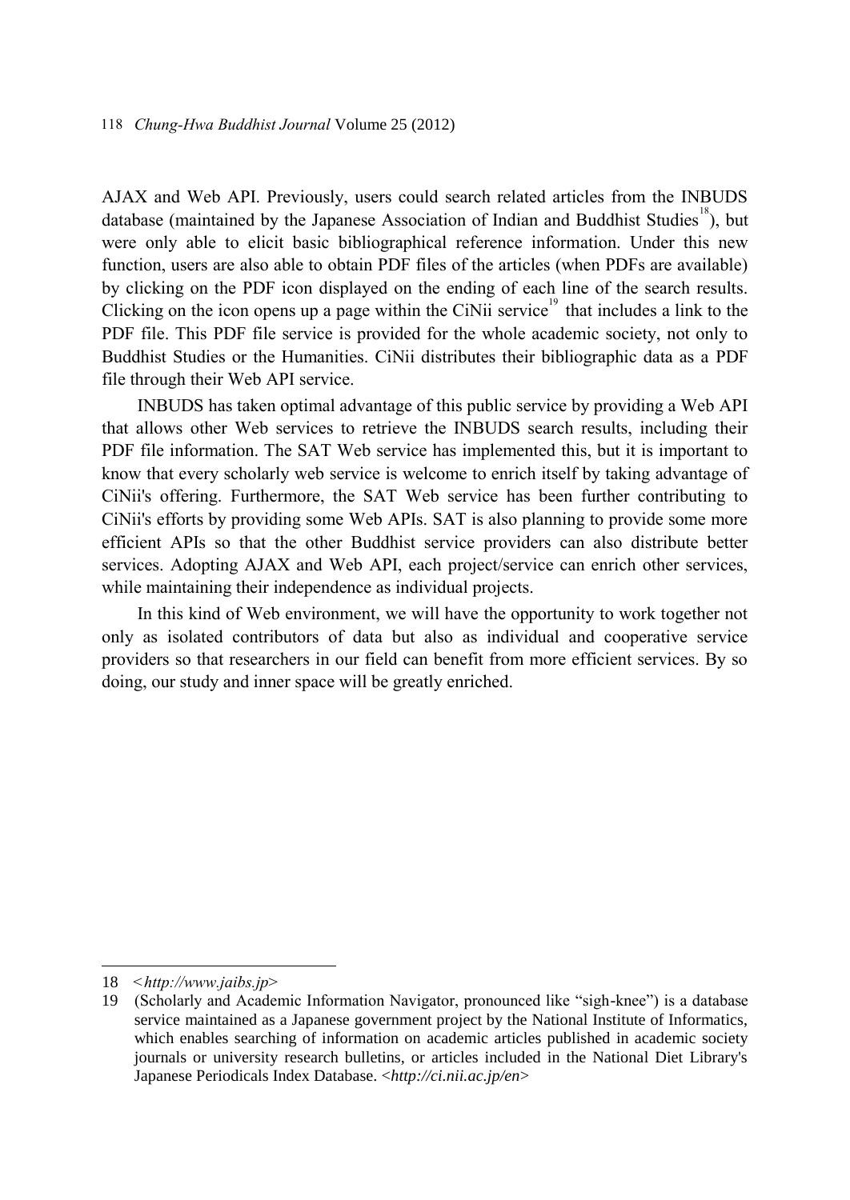AJAX and Web API. Previously, users could search related articles from the INBUDS database (maintained by the Japanese Association of Indian and Buddhist Studies[18]), but were only able to elicit basic bibliographical reference information. Under this new function, users are also able to obtain PDF files of the articles (when PDFs are available) by clicking on the PDF icon displayed on the ending of each line of the search results. Clicking on the icon opens up a page within the CiNii service[19] that includes a link to the PDF file. This PDF file service is provided for the whole academic society, not only to Buddhist Studies or the Humanities. CiNii distributes their bibliographic data as a PDF file through their Web API service.

INBUDS has taken optimal advantage of this public service by providing a Web API that allows other Web services to retrieve the INBUDS search results, including their PDF file information. The SAT Web service has implemented this, but it is important to know that every scholarly web service is welcome to enrich itself by taking advantage of CiNii's offering. Furthermore, the SAT Web service has been further contributing to CiNii's efforts by providing some Web APIs. SAT is also planning to provide some more efficient APIs so that the other Buddhist service providers can also distribute better services. Adopting AJAX and Web API, each project/service can enrich other services, while maintaining their independence as individual projects.

In this kind of Web environment, we will have the opportunity to work together not only as isolated contributors of data but also as individual and cooperative service providers so that researchers in our field can benefit from more efficient services. By so doing, our study and inner space will be greatly enriched.

---

18 <*http://www.jaibs.jp*>

19 (Scholarly and Academic Information Navigator, pronounced like "sigh-knee") is a database service maintained as a Japanese government project by the National Institute of Informatics, which enables searching of information on academic articles published in academic society journals or university research bulletins, or articles included in the National Diet Library's Japanese Periodicals Index Database. <*http://ci.nii.ac.jp/en*>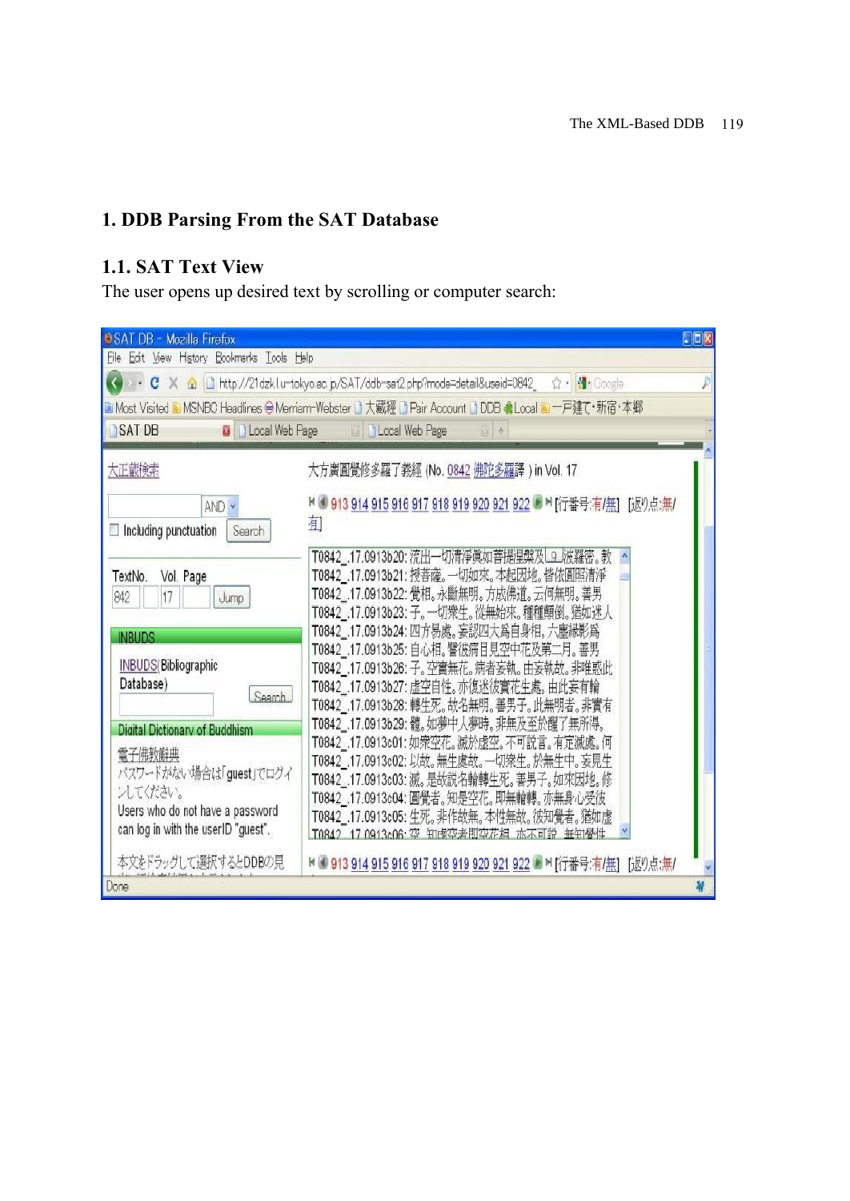# 1. DDB Parsing From the SAT Database

## 1.1. SAT Text View

The user opens up desired text by scrolling or computer search: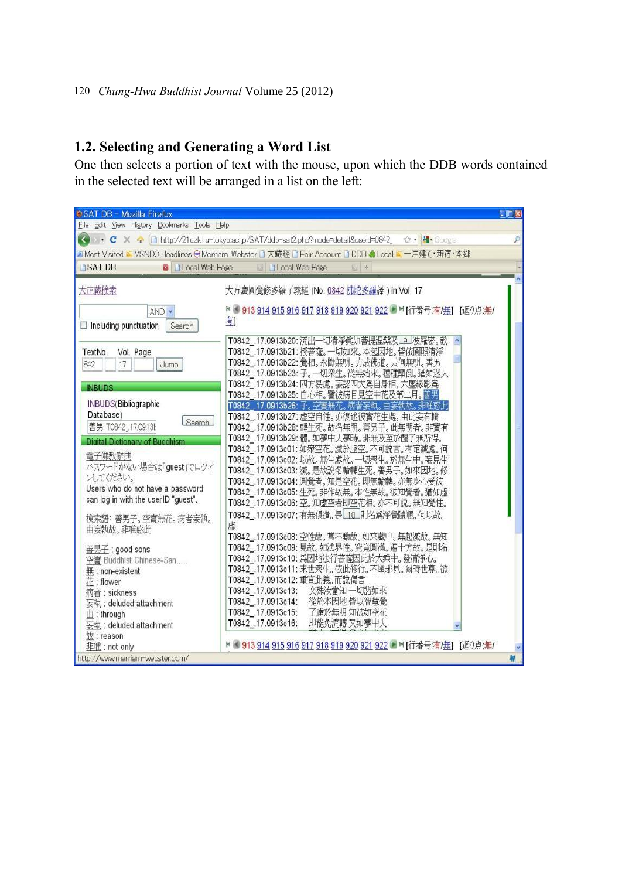## 1.2. Selecting and Generating a Word List

One then selects a portion of text with the mouse, upon which the DDB words contained in the selected text will be arranged in a list on the left: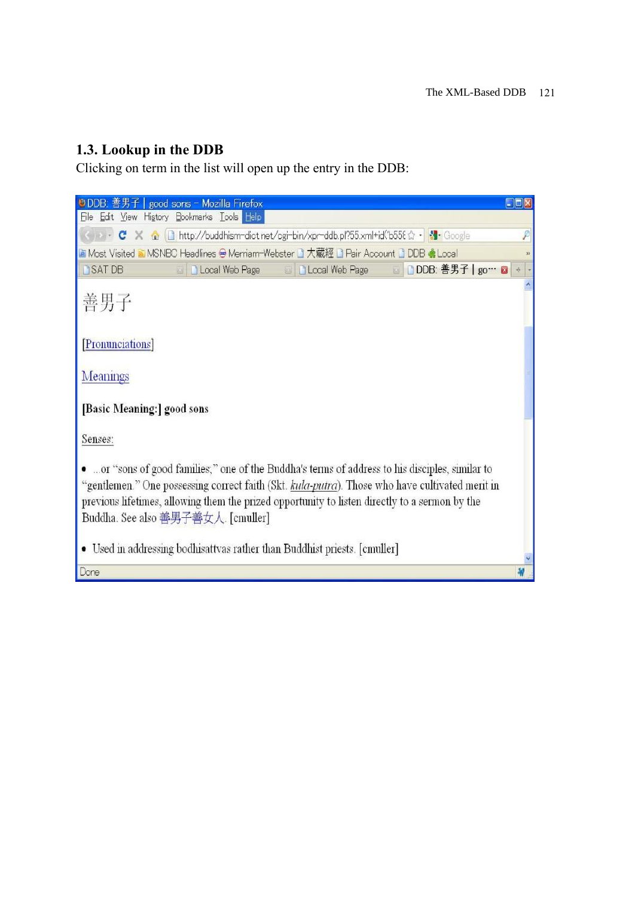## 1.3. Lookup in the DDB

Clicking on term in the list will open up the entry in the DDB:

善男子

[Pronunciations]

Meanings

**[Basic Meaning:] good sons**

Senses:

- ...or "sons of good families;" one of the Buddha's terms of address to his disciples, similar to "gentlemen." One possessing correct faith (Skt. *kula-putra*). Those who have cultivated merit in previous lifetimes, allowing them the prized opportunity to listen directly to a sermon by the Buddha. See also 善男子善女人. [cmuller]
- Used in addressing bodhisattvas rather than Buddhist priests. [cmuller]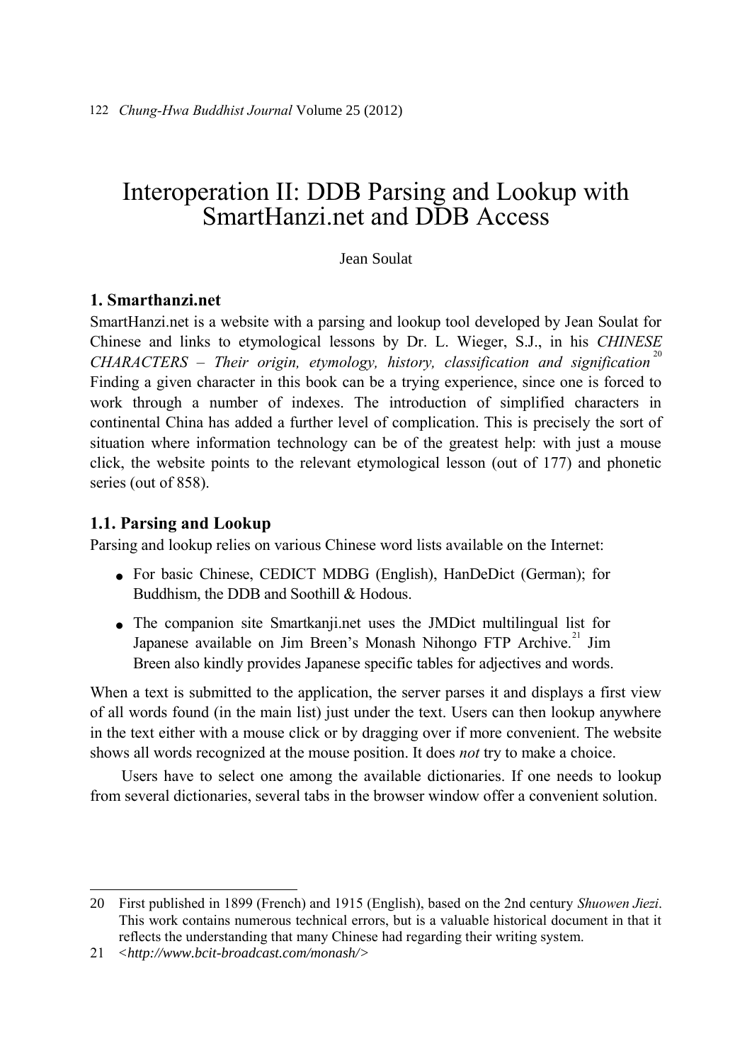# Interoperation II: DDB Parsing and Lookup with SmartHanzi.net and DDB Access

Jean Soulat

## 1. Smarthanzi.net

SmartHanzi.net is a website with a parsing and lookup tool developed by Jean Soulat for Chinese and links to etymological lessons by Dr. L. Wieger, S.J., in his *CHINESE CHARACTERS – Their origin, etymology, history, classification and signification*[20] Finding a given character in this book can be a trying experience, since one is forced to work through a number of indexes. The introduction of simplified characters in continental China has added a further level of complication. This is precisely the sort of situation where information technology can be of the greatest help: with just a mouse click, the website points to the relevant etymological lesson (out of 177) and phonetic series (out of 858).

### 1.1. Parsing and Lookup

Parsing and lookup relies on various Chinese word lists available on the Internet:

- For basic Chinese, CEDICT MDBG (English), HanDeDict (German); for Buddhism, the DDB and Soothill & Hodous.
- The companion site Smartkanji.net uses the JMDict multilingual list for Japanese available on Jim Breen's Monash Nihongo FTP Archive.[21] Jim Breen also kindly provides Japanese specific tables for adjectives and words.

When a text is submitted to the application, the server parses it and displays a first view of all words found (in the main list) just under the text. Users can then lookup anywhere in the text either with a mouse click or by dragging over if more convenient. The website shows all words recognized at the mouse position. It does *not* try to make a choice.

Users have to select one among the available dictionaries. If one needs to lookup from several dictionaries, several tabs in the browser window offer a convenient solution.

---

20 First published in 1899 (French) and 1915 (English), based on the 2nd century *Shuowen Jiezi*. This work contains numerous technical errors, but is a valuable historical document in that it reflects the understanding that many Chinese had regarding their writing system.

21 <*http://www.bcit-broadcast.com/monash/*>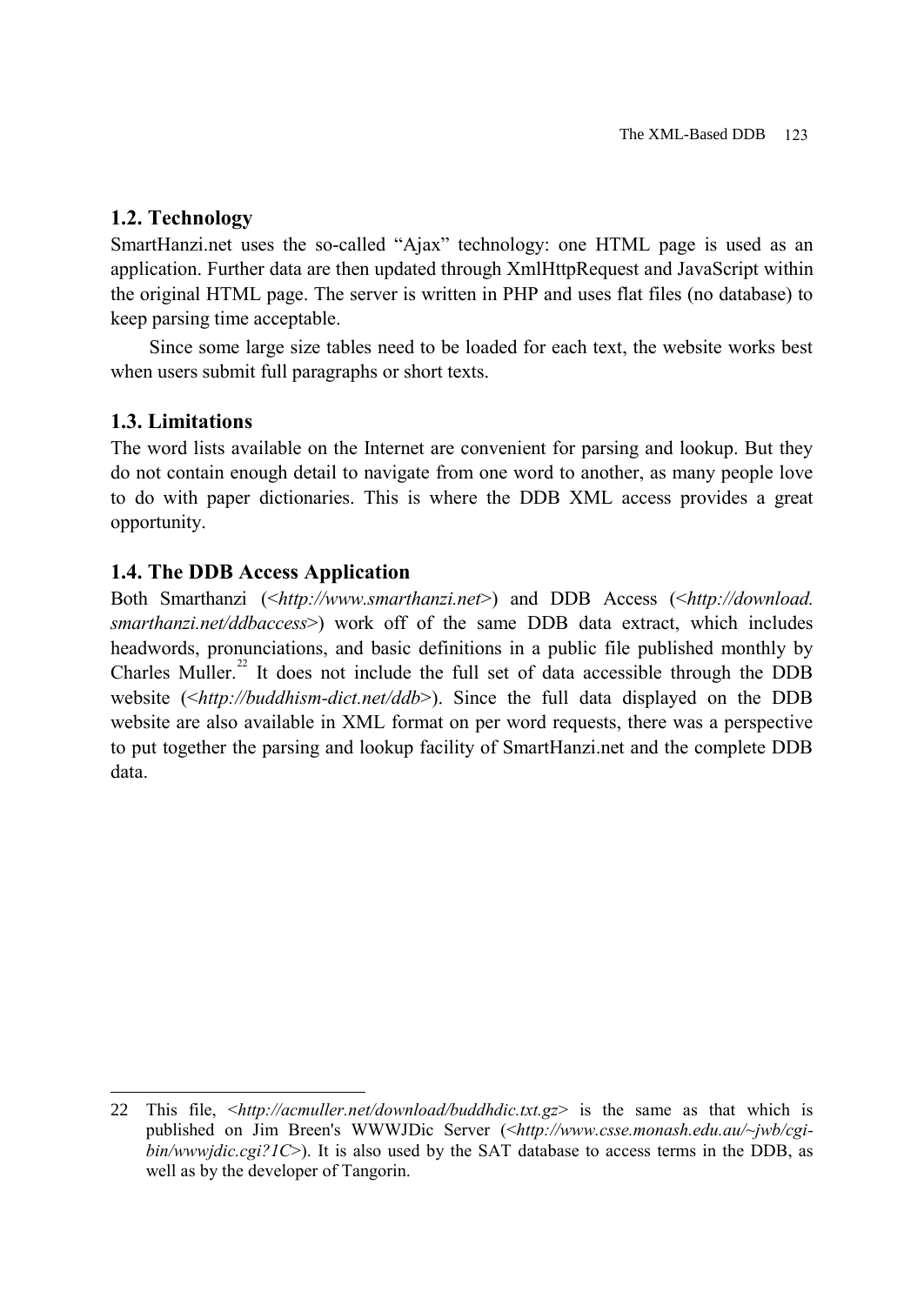## 1.2. Technology

SmartHanzi.net uses the so-called "Ajax" technology: one HTML page is used as an application. Further data are then updated through XmlHttpRequest and JavaScript within the original HTML page. The server is written in PHP and uses flat files (no database) to keep parsing time acceptable.

Since some large size tables need to be loaded for each text, the website works best when users submit full paragraphs or short texts.

## 1.3. Limitations

The word lists available on the Internet are convenient for parsing and lookup. But they do not contain enough detail to navigate from one word to another, as many people love to do with paper dictionaries. This is where the DDB XML access provides a great opportunity.

## 1.4. The DDB Access Application

Both Smarthanzi (<*http://www.smarthanzi.net*>) and DDB Access (<*http://download.smarthanzi.net/ddbaccess*>) work off of the same DDB data extract, which includes headwords, pronunciations, and basic definitions in a public file published monthly by Charles Muller.[22] It does not include the full set of data accessible through the DDB website (<*http://buddhism-dict.net/ddb*>). Since the full data displayed on the DDB website are also available in XML format on per word requests, there was a perspective to put together the parsing and lookup facility of SmartHanzi.net and the complete DDB data.

---

22 This file, <*http://acmuller.net/download/buddhdic.txt.gz*> is the same as that which is published on Jim Breen's WWWJDic Server (<*http://www.csse.monash.edu.au/~jwb/cgi-bin/wwwjdic.cgi?1C*>). It is also used by the SAT database to access terms in the DDB, as well as by the developer of Tangorin.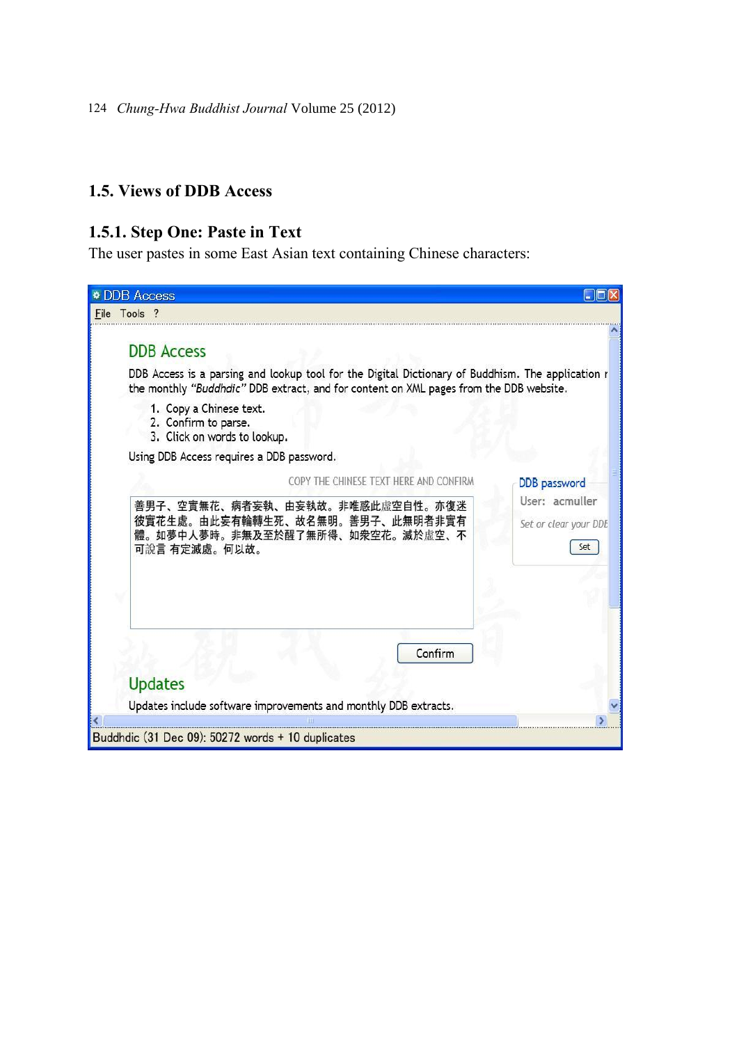## 1.5. Views of DDB Access

### 1.5.1. Step One: Paste in Text

The user pastes in some East Asian text containing Chinese characters:

DDB Access

File Tools ?

DDB Access

DDB Access is a parsing and lookup tool for the Digital Dictionary of Buddhism. The application r the monthly *"Buddhdic"* DDB extract, and for content on XML pages from the DDB website.

1. Copy a Chinese text.
2. Confirm to parse.
3. Click on words to lookup.

Using DDB Access requires a DDB password.

COPY THE CHINESE TEXT HERE AND CONFIRM

善男子、空實無花、病者妄執、由妄執故。非唯惑此虛空自性。亦復迷彼實花生處。由此妄有輪轉生死、故名無明。善男子、此無明者非實有體。如夢中人夢時。非無及至於醒了無所得、如衆空花。滅於虛空、不可說言 有定滅處。何以故。

Confirm

DDB password

User: acmuller

Set or clear your DDE

Set

Updates

Updates include software improvements and monthly DDB extracts.

Buddhdic (31 Dec 09): 50272 words + 10 duplicates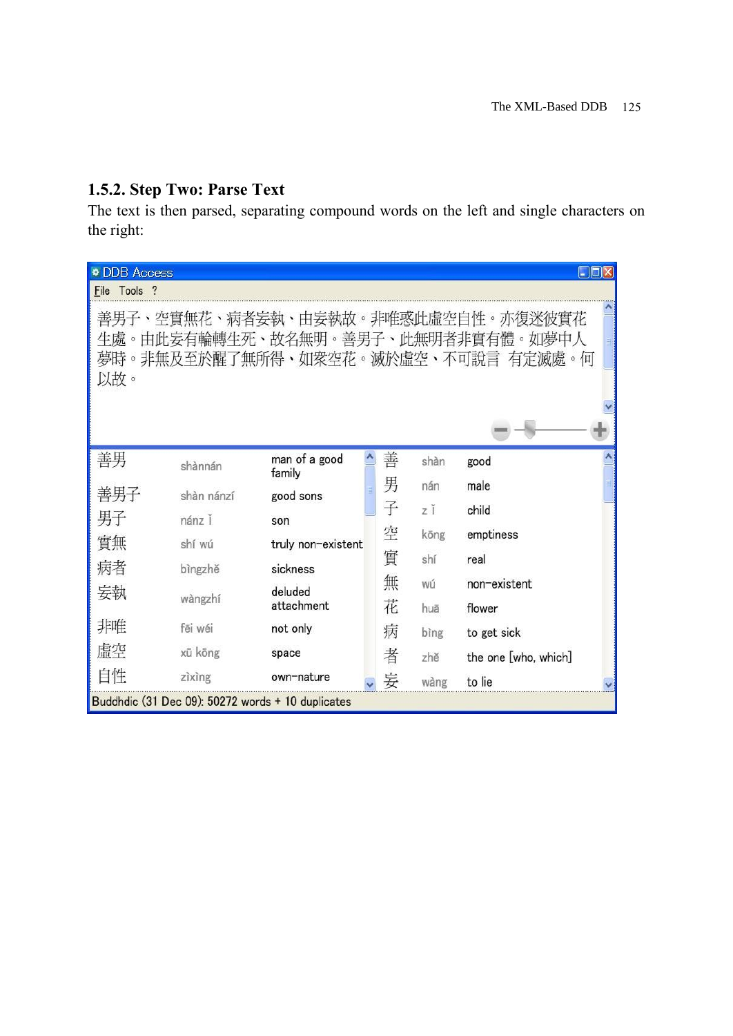### 1.5.2. Step Two: Parse Text

The text is then parsed, separating compound words on the left and single characters on the right:

DDB Access

File Tools ?

善男子、空實無花、病者妄執、由妄執故。非唯惑此虛空自性。亦復迷彼實花生處。由此妄有輪轉生死、故名無明。善男子、此無明者非實有體。如夢中人夢時。非無及至於醒了無所得、如衆空花。滅於虛空、不可說言 有定滅處。何以故。

| | | |
|---|---|---|
| 善男 | shànnán | man of a good family |
| 善男子 | shàn nánzí | good sons |
| 男子 | nánz ǐ | son |
| 實無 | shí wú | truly non-existent |
| 病者 | bìngzhě | sickness |
| 妄執 | wàngzhí | deluded attachment |
| 非唯 | fēi wéi | not only |
| 虛空 | xū kōng | space |
| 自性 | zìxìng | own-nature |

| | | |
|---|---|---|
| 善 | shàn | good |
| 男 | nán | male |
| 子 | z ǐ | child |
| 空 | kōng | emptiness |
| 實 | shí | real |
| 無 | wú | non-existent |
| 花 | huā | flower |
| 病 | bìng | to get sick |
| 者 | zhě | the one [who, which] |
| 妄 | wàng | to lie |

Buddhdic (31 Dec 09): 50272 words + 10 duplicates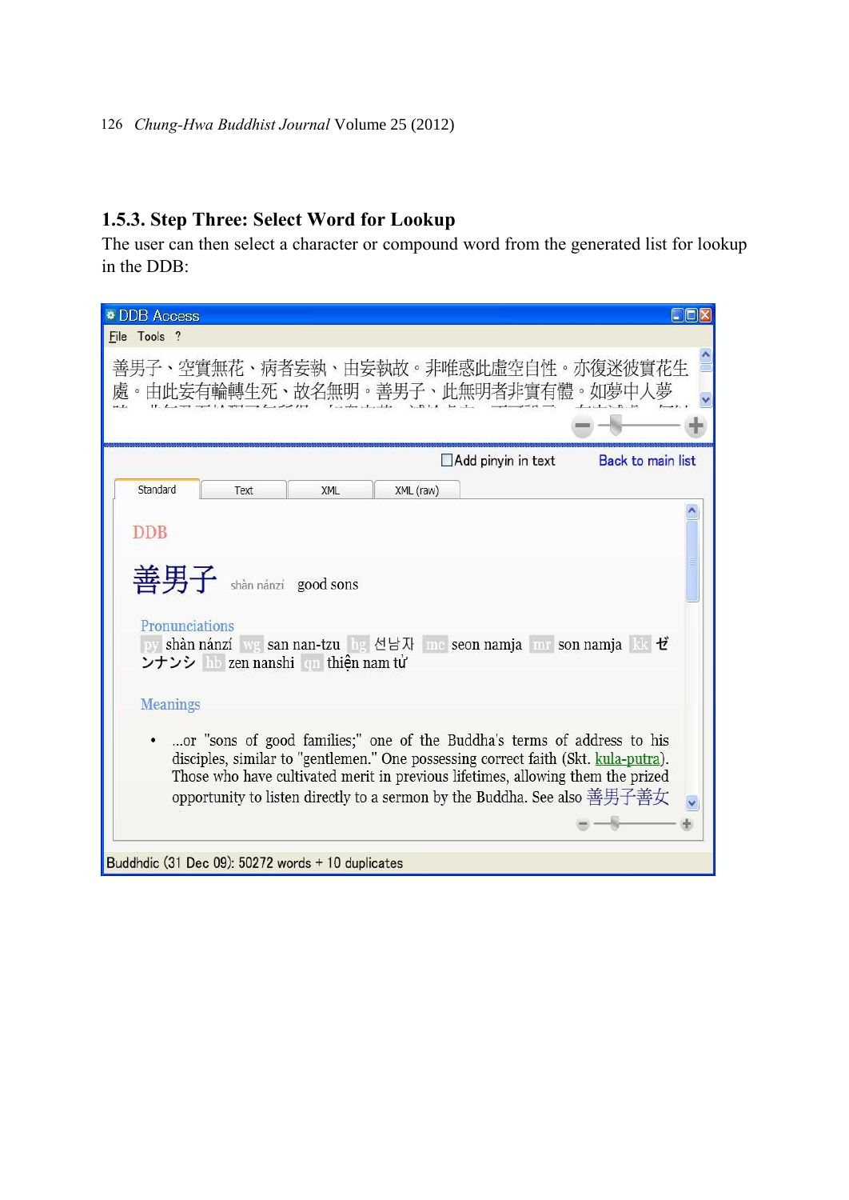### 1.5.3. Step Three: Select Word for Lookup

The user can then select a character or compound word from the generated list for lookup in the DDB:

DDB Access

File Tools ?

善男子、空實無花、病者妄執、由妄執故。非唯惑此虛空自性。亦復迷彼實花生處。由此妄有輪轉生死、故名無明。善男子、此無明者非實有體。如夢中人夢

Add pinyin in text Back to main list

Standard | Text | XML | XML (raw)

DDB

善男子 shàn nánzi good sons

Pronunciations

py shàn nánzí wg san nan-tzu hg 선남자 mc seon namja mr son namja kk ゼンナンシ hb zen nanshi qn thiện nam tử

Meanings

- ...or "sons of good families;" one of the Buddha's terms of address to his disciples, similar to "gentlemen." One possessing correct faith (Skt. kula-putra). Those who have cultivated merit in previous lifetimes, allowing them the prized opportunity to listen directly to a sermon by the Buddha. See also 善男子善女

Buddhdic (31 Dec 09): 50272 words + 10 duplicates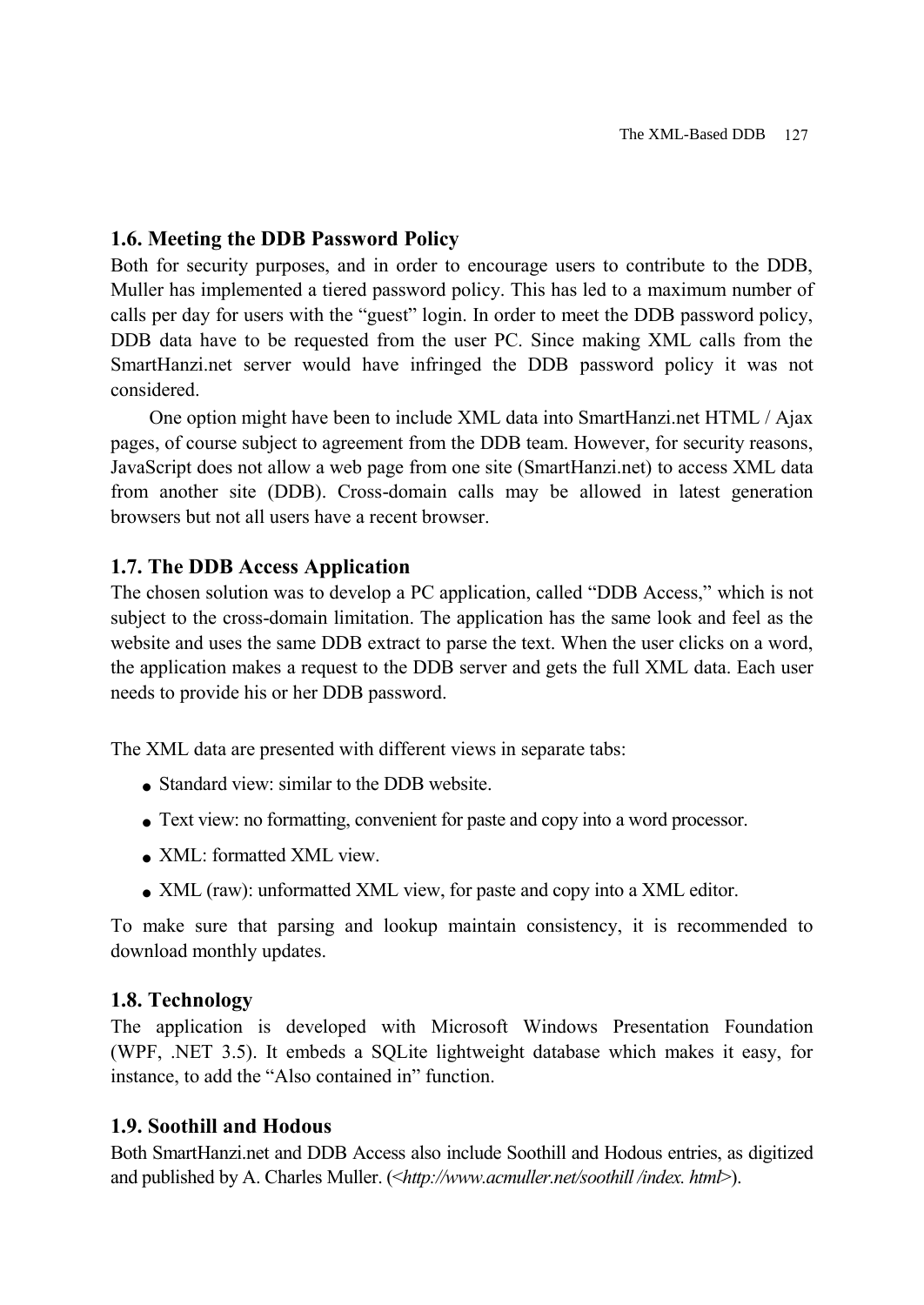### 1.6. Meeting the DDB Password Policy

Both for security purposes, and in order to encourage users to contribute to the DDB, Muller has implemented a tiered password policy. This has led to a maximum number of calls per day for users with the "guest" login. In order to meet the DDB password policy, DDB data have to be requested from the user PC. Since making XML calls from the SmartHanzi.net server would have infringed the DDB password policy it was not considered.

One option might have been to include XML data into SmartHanzi.net HTML / Ajax pages, of course subject to agreement from the DDB team. However, for security reasons, JavaScript does not allow a web page from one site (SmartHanzi.net) to access XML data from another site (DDB). Cross-domain calls may be allowed in latest generation browsers but not all users have a recent browser.

### 1.7. The DDB Access Application

The chosen solution was to develop a PC application, called "DDB Access," which is not subject to the cross-domain limitation. The application has the same look and feel as the website and uses the same DDB extract to parse the text. When the user clicks on a word, the application makes a request to the DDB server and gets the full XML data. Each user needs to provide his or her DDB password.

The XML data are presented with different views in separate tabs:

- Standard view: similar to the DDB website.
- Text view: no formatting, convenient for paste and copy into a word processor.
- XML: formatted XML view.
- XML (raw): unformatted XML view, for paste and copy into a XML editor.

To make sure that parsing and lookup maintain consistency, it is recommended to download monthly updates.

### 1.8. Technology

The application is developed with Microsoft Windows Presentation Foundation (WPF, .NET 3.5). It embeds a SQLite lightweight database which makes it easy, for instance, to add the "Also contained in" function.

### 1.9. Soothill and Hodous

Both SmartHanzi.net and DDB Access also include Soothill and Hodous entries, as digitized and published by A. Charles Muller. (<*http://www.acmuller.net/soothill /index. html*>).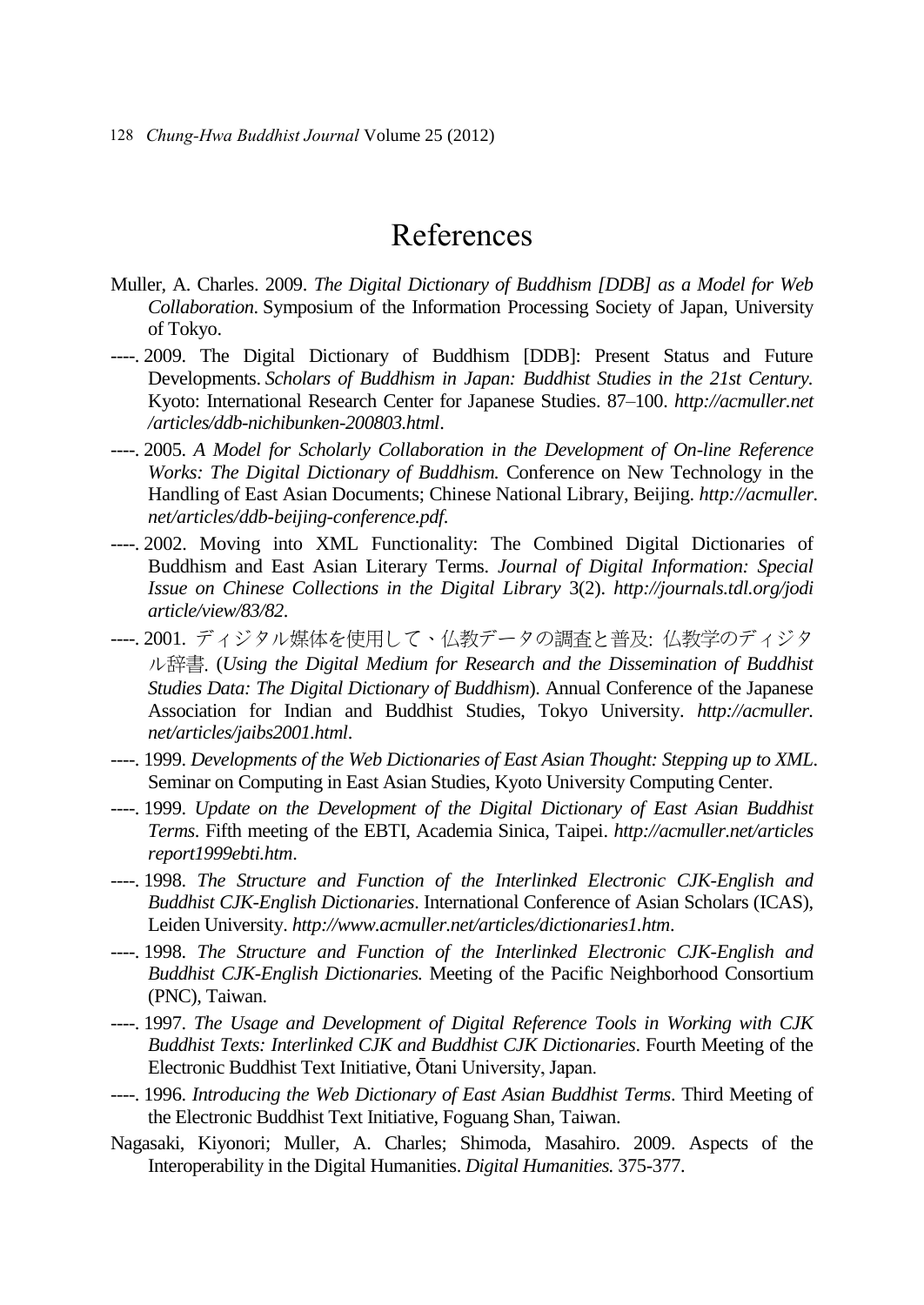# References

Muller, A. Charles. 2009. *The Digital Dictionary of Buddhism [DDB] as a Model for Web Collaboration*. Symposium of the Information Processing Society of Japan, University of Tokyo.

----. 2009. The Digital Dictionary of Buddhism [DDB]: Present Status and Future Developments. *Scholars of Buddhism in Japan: Buddhist Studies in the 21st Century.* Kyoto: International Research Center for Japanese Studies. 87–100. *http://acmuller.net /articles/ddb-nichibunken-200803.html*.

----. 2005. *A Model for Scholarly Collaboration in the Development of On-line Reference Works: The Digital Dictionary of Buddhism.* Conference on New Technology in the Handling of East Asian Documents; Chinese National Library, Beijing. *http://acmuller. net/articles/ddb-beijing-conference.pdf*.

----. 2002. Moving into XML Functionality: The Combined Digital Dictionaries of Buddhism and East Asian Literary Terms. *Journal of Digital Information: Special Issue on Chinese Collections in the Digital Library* 3(2). *http://journals.tdl.org/jodi article/view/83/82*.

----. 2001. ディジタル媒体を使用して、仏教データの調査と普及: 仏教学のディジタル辞書. (*Using the Digital Medium for Research and the Dissemination of Buddhist Studies Data: The Digital Dictionary of Buddhism*). Annual Conference of the Japanese Association for Indian and Buddhist Studies, Tokyo University. *http://acmuller. net/articles/jaibs2001.html*.

----. 1999. *Developments of the Web Dictionaries of East Asian Thought: Stepping up to XML*. Seminar on Computing in East Asian Studies, Kyoto University Computing Center.

----. 1999. *Update on the Development of the Digital Dictionary of East Asian Buddhist Terms*. Fifth meeting of the EBTI, Academia Sinica, Taipei. *http://acmuller.net/articles report1999ebti.htm*.

----. 1998. *The Structure and Function of the Interlinked Electronic CJK-English and Buddhist CJK-English Dictionaries*. International Conference of Asian Scholars (ICAS), Leiden University. *http://www.acmuller.net/articles/dictionaries1.htm*.

----. 1998. *The Structure and Function of the Interlinked Electronic CJK-English and Buddhist CJK-English Dictionaries.* Meeting of the Pacific Neighborhood Consortium (PNC), Taiwan.

----. 1997. *The Usage and Development of Digital Reference Tools in Working with CJK Buddhist Texts: Interlinked CJK and Buddhist CJK Dictionaries*. Fourth Meeting of the Electronic Buddhist Text Initiative, Ōtani University, Japan.

----. 1996. *Introducing the Web Dictionary of East Asian Buddhist Terms*. Third Meeting of the Electronic Buddhist Text Initiative, Foguang Shan, Taiwan.

Nagasaki, Kiyonori; Muller, A. Charles; Shimoda, Masahiro. 2009. Aspects of the Interoperability in the Digital Humanities. *Digital Humanities.* 375-377.